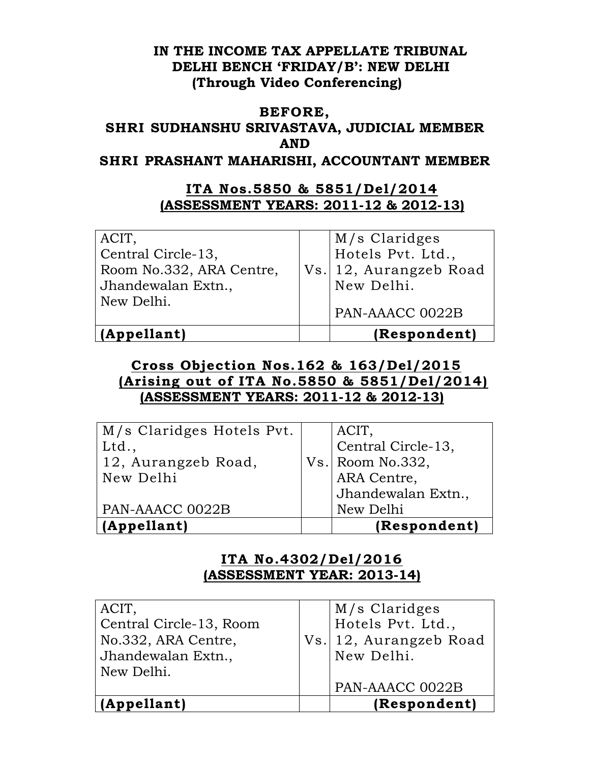**IN THE INCOME TAX APPELLATE TRIBUNAL**
**DELHI BENCH 'FRIDAY/B': NEW DELHI**
**(Through Video Conferencing)**

**BEFORE,**
**SHRI SUDHANSHU SRIVASTAVA, JUDICIAL MEMBER**
**AND**
**SHRI PRASHANT MAHARISHI, ACCOUNTANT MEMBER**

**ITA Nos.5850 & 5851/Del/2014**
**(ASSESSMENT YEARS: 2011-12 & 2012-13)**

| ACIT,<br>Central Circle-13,<br>Room No.332, ARA Centre,<br>Jhandewalan Extn.,<br>New Delhi. | Vs. | M/s Claridges<br>Hotels Pvt. Ltd.,<br>12, Aurangzeb Road<br>New Delhi.<br><br>PAN-AAACC 0022B |
|---|---|---|
| **(Appellant)** | | **(Respondent)** |

**Cross Objection Nos.162 & 163/Del/2015**
**(Arising out of ITA No.5850 & 5851/Del/2014)**
**(ASSESSMENT YEARS: 2011-12 & 2012-13)**

| M/s Claridges Hotels Pvt. Ltd.,<br>12, Aurangzeb Road,<br>New Delhi<br><br>PAN-AAACC 0022B | Vs. | ACIT,<br>Central Circle-13,<br>Room No.332,<br>ARA Centre,<br>Jhandewalan Extn.,<br>New Delhi |
|---|---|---|
| **(Appellant)** | | **(Respondent)** |

**ITA No.4302/Del/2016**
**(ASSESSMENT YEAR: 2013-14)**

| ACIT,<br>Central Circle-13, Room<br>No.332, ARA Centre,<br>Jhandewalan Extn.,<br>New Delhi. | Vs. | M/s Claridges<br>Hotels Pvt. Ltd.,<br>12, Aurangzeb Road<br>New Delhi.<br><br>PAN-AAACC 0022B |
|---|---|---|
| **(Appellant)** | | **(Respondent)** |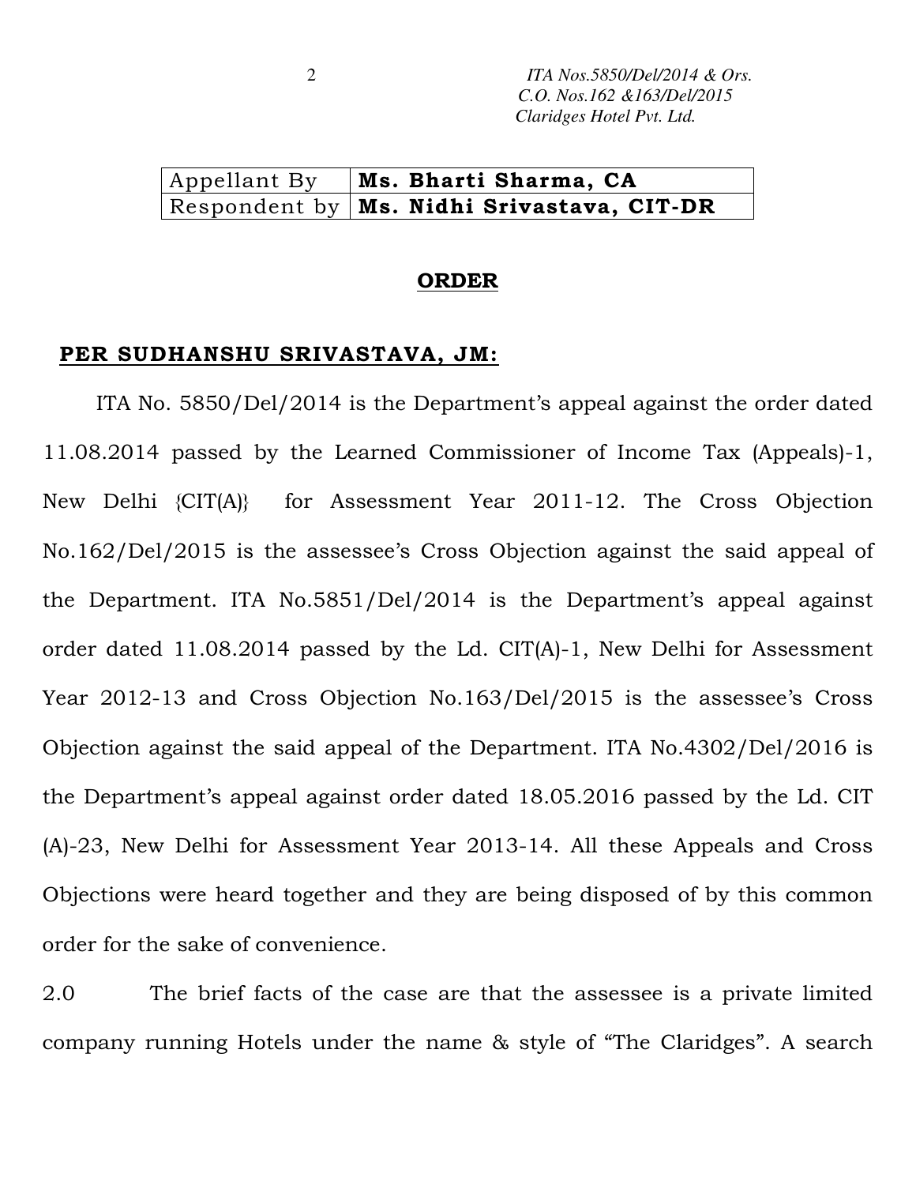| Appellant By | **Ms. Bharti Sharma, CA** |
|---|---|
| Respondent by | **Ms. Nidhi Srivastava, CIT-DR** |

## ORDER

**PER SUDHANSHU SRIVASTAVA, JM:**

ITA No. 5850/Del/2014 is the Department's appeal against the order dated 11.08.2014 passed by the Learned Commissioner of Income Tax (Appeals)-1, New Delhi {CIT(A)} for Assessment Year 2011-12. The Cross Objection No.162/Del/2015 is the assessee's Cross Objection against the said appeal of the Department. ITA No.5851/Del/2014 is the Department's appeal against order dated 11.08.2014 passed by the Ld. CIT(A)-1, New Delhi for Assessment Year 2012-13 and Cross Objection No.163/Del/2015 is the assessee's Cross Objection against the said appeal of the Department. ITA No.4302/Del/2016 is the Department's appeal against order dated 18.05.2016 passed by the Ld. CIT (A)-23, New Delhi for Assessment Year 2013-14. All these Appeals and Cross Objections were heard together and they are being disposed of by this common order for the sake of convenience.

2.0 The brief facts of the case are that the assessee is a private limited company running Hotels under the name & style of "The Claridges". A search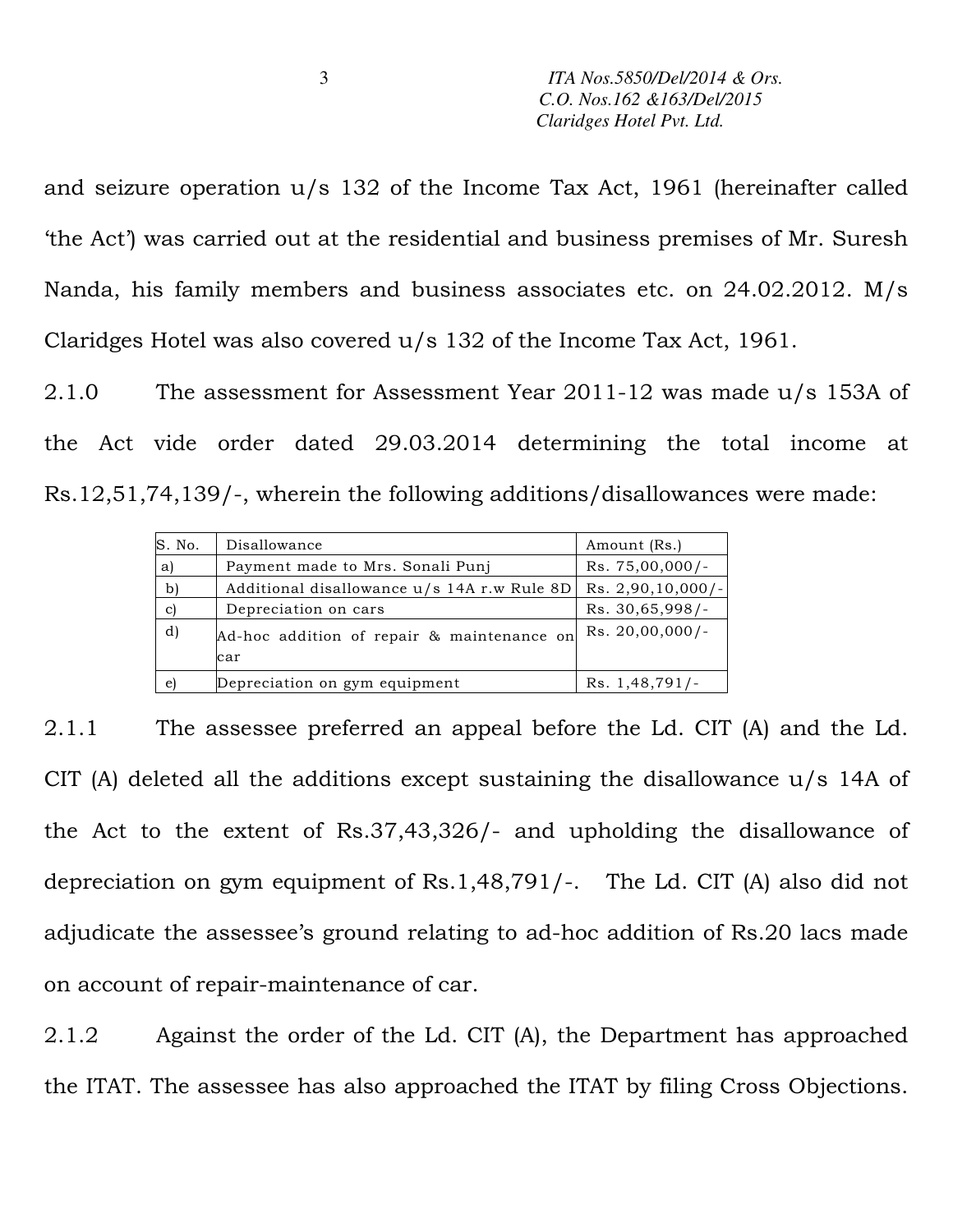and seizure operation u/s 132 of the Income Tax Act, 1961 (hereinafter called 'the Act') was carried out at the residential and business premises of Mr. Suresh Nanda, his family members and business associates etc. on 24.02.2012. M/s Claridges Hotel was also covered u/s 132 of the Income Tax Act, 1961.

2.1.0 The assessment for Assessment Year 2011-12 was made u/s 153A of the Act vide order dated 29.03.2014 determining the total income at Rs.12,51,74,139/-, wherein the following additions/disallowances were made:

| S. No. | Disallowance | Amount (Rs.) |
|---|---|---|
| a) | Payment made to Mrs. Sonali Punj | Rs. 75,00,000/- |
| b) | Additional disallowance u/s 14A r.w Rule 8D | Rs. 2,90,10,000/- |
| c) | Depreciation on cars | Rs. 30,65,998/- |
| d) | Ad-hoc addition of repair & maintenance on car | Rs. 20,00,000/- |
| e) | Depreciation on gym equipment | Rs. 1,48,791/- |

2.1.1 The assessee preferred an appeal before the Ld. CIT (A) and the Ld. CIT (A) deleted all the additions except sustaining the disallowance u/s 14A of the Act to the extent of Rs.37,43,326/- and upholding the disallowance of depreciation on gym equipment of Rs.1,48,791/-. The Ld. CIT (A) also did not adjudicate the assessee's ground relating to ad-hoc addition of Rs.20 lacs made on account of repair-maintenance of car.

2.1.2 Against the order of the Ld. CIT (A), the Department has approached the ITAT. The assessee has also approached the ITAT by filing Cross Objections.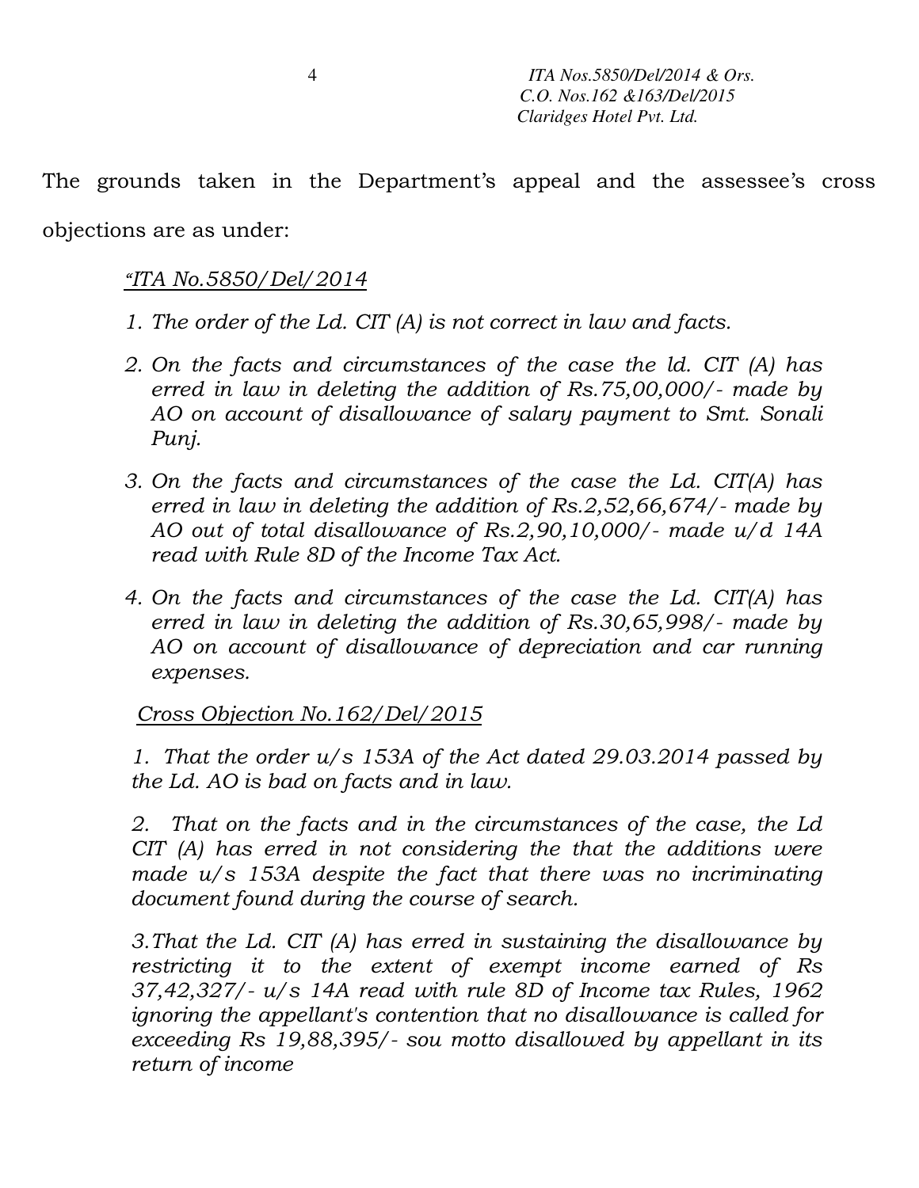The grounds taken in the Department's appeal and the assessee's cross objections are as under:

*"<u>ITA No.5850/Del/2014</u>*

1. *The order of the Ld. CIT (A) is not correct in law and facts.*
2. *On the facts and circumstances of the case the ld. CIT (A) has erred in law in deleting the addition of Rs.75,00,000/- made by AO on account of disallowance of salary payment to Smt. Sonali Punj.*
3. *On the facts and circumstances of the case the Ld. CIT(A) has erred in law in deleting the addition of Rs.2,52,66,674/- made by AO out of total disallowance of Rs.2,90,10,000/- made u/d 14A read with Rule 8D of the Income Tax Act.*
4. *On the facts and circumstances of the case the Ld. CIT(A) has erred in law in deleting the addition of Rs.30,65,998/- made by AO on account of disallowance of depreciation and car running expenses.*

*<u>Cross Objection No.162/Del/2015</u>*

*1. That the order u/s 153A of the Act dated 29.03.2014 passed by the Ld. AO is bad on facts and in law.*

*2. That on the facts and in the circumstances of the case, the Ld CIT (A) has erred in not considering the that the additions were made u/s 153A despite the fact that there was no incriminating document found during the course of search.*

*3.That the Ld. CIT (A) has erred in sustaining the disallowance by restricting it to the extent of exempt income earned of Rs 37,42,327/- u/s 14A read with rule 8D of Income tax Rules, 1962 ignoring the appellant's contention that no disallowance is called for exceeding Rs 19,88,395/- sou motto disallowed by appellant in its return of income*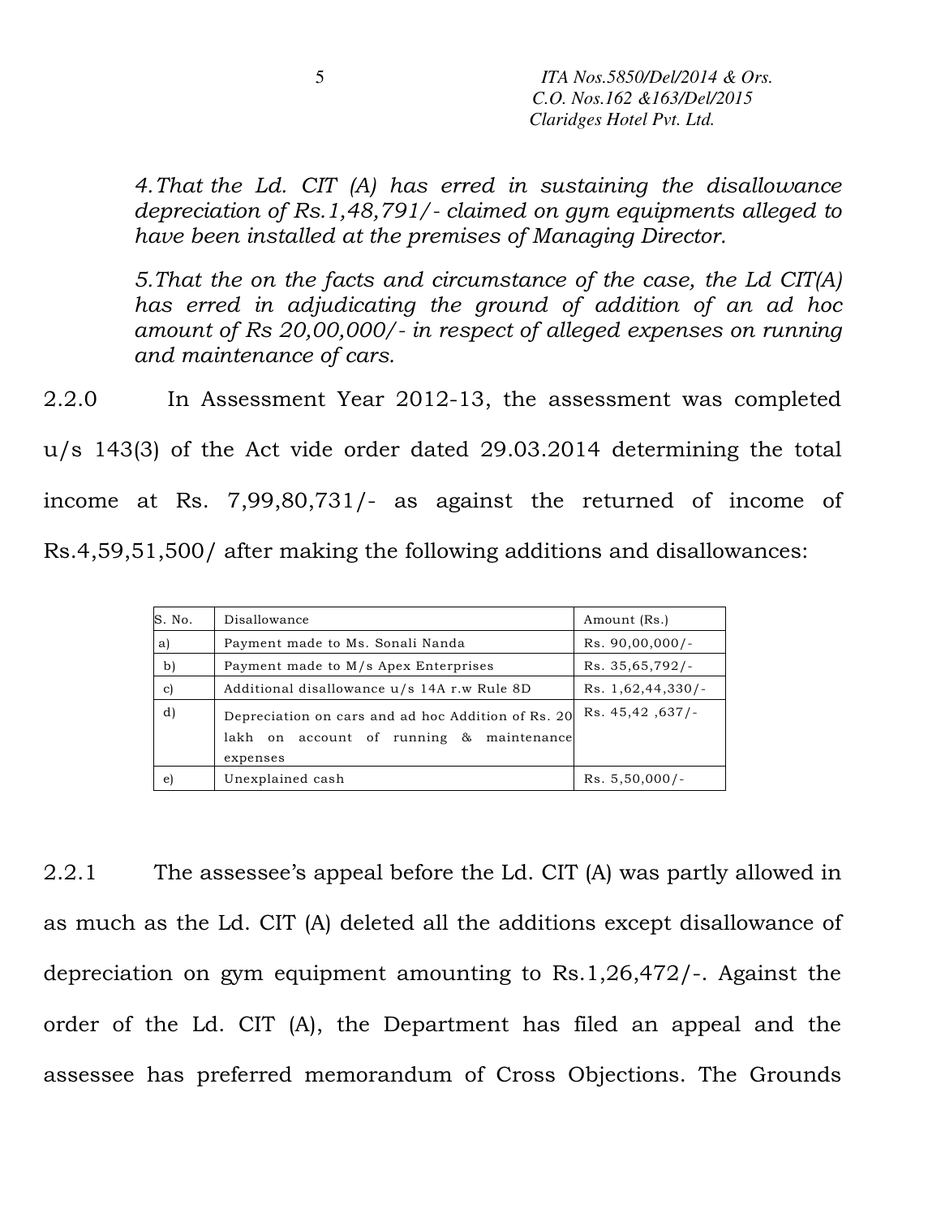*4. That the Ld. CIT (A) has erred in sustaining the disallowance depreciation of Rs.1,48,791/- claimed on gym equipments alleged to have been installed at the premises of Managing Director.*

*5. That the on the facts and circumstance of the case, the Ld CIT(A) has erred in adjudicating the ground of addition of an ad hoc amount of Rs 20,00,000/- in respect of alleged expenses on running and maintenance of cars.*

2.2.0 In Assessment Year 2012-13, the assessment was completed u/s 143(3) of the Act vide order dated 29.03.2014 determining the total income at Rs. 7,99,80,731/- as against the returned of income of Rs.4,59,51,500/ after making the following additions and disallowances:

| S. No. | Disallowance | Amount (Rs.) |
|---|---|---|
| a) | Payment made to Ms. Sonali Nanda | Rs. 90,00,000/- |
| b) | Payment made to M/s Apex Enterprises | Rs. 35,65,792/- |
| c) | Additional disallowance u/s 14A r.w Rule 8D | Rs. 1,62,44,330/- |
| d) | Depreciation on cars and ad hoc Addition of Rs. 20 lakh on account of running & maintenance expenses | Rs. 45,42 ,637/- |
| e) | Unexplained cash | Rs. 5,50,000/- |

2.2.1 The assessee's appeal before the Ld. CIT (A) was partly allowed in as much as the Ld. CIT (A) deleted all the additions except disallowance of depreciation on gym equipment amounting to Rs.1,26,472/-. Against the order of the Ld. CIT (A), the Department has filed an appeal and the assessee has preferred memorandum of Cross Objections. The Grounds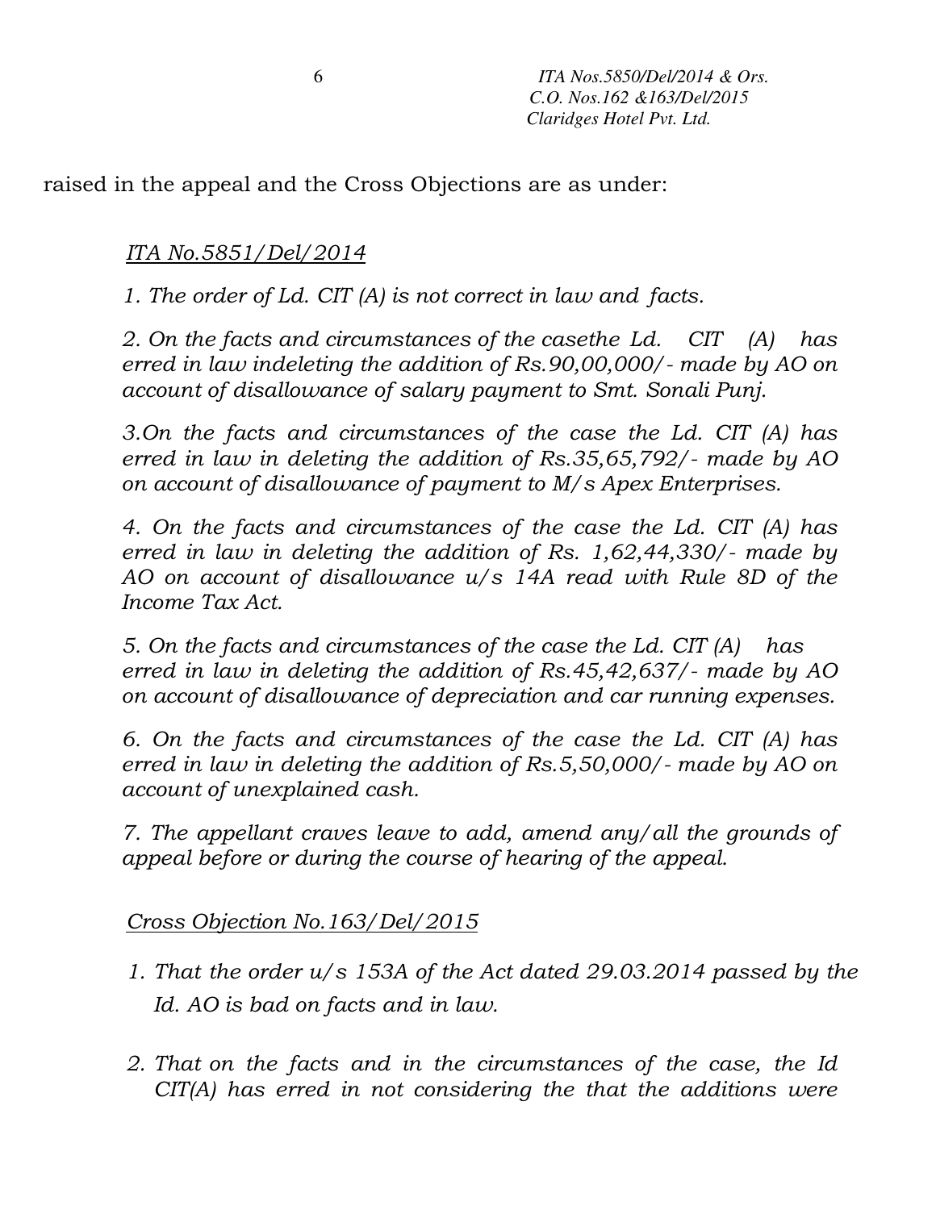raised in the appeal and the Cross Objections are as under:

*ITA No.5851/Del/2014*

*1. The order of Ld. CIT (A) is not correct in law and facts.*

*2. On the facts and circumstances of the casethe Ld. CIT (A) has erred in law indeleting the addition of Rs.90,00,000/- made by AO on account of disallowance of salary payment to Smt. Sonali Punj.*

*3.On the facts and circumstances of the case the Ld. CIT (A) has erred in law in deleting the addition of Rs.35,65,792/- made by AO on account of disallowance of payment to M/s Apex Enterprises.*

*4. On the facts and circumstances of the case the Ld. CIT (A) has erred in law in deleting the addition of Rs. 1,62,44,330/- made by AO on account of disallowance u/s 14A read with Rule 8D of the Income Tax Act.*

*5. On the facts and circumstances of the case the Ld. CIT (A) has erred in law in deleting the addition of Rs.45,42,637/- made by AO on account of disallowance of depreciation and car running expenses.*

*6. On the facts and circumstances of the case the Ld. CIT (A) has erred in law in deleting the addition of Rs.5,50,000/- made by AO on account of unexplained cash.*

*7. The appellant craves leave to add, amend any/all the grounds of appeal before or during the course of hearing of the appeal.*

*Cross Objection No.163/Del/2015*

1. *That the order u/s 153A of the Act dated 29.03.2014 passed by the Id. AO is bad on facts and in law.*

2. *That on the facts and in the circumstances of the case, the Id CIT(A) has erred in not considering the that the additions were*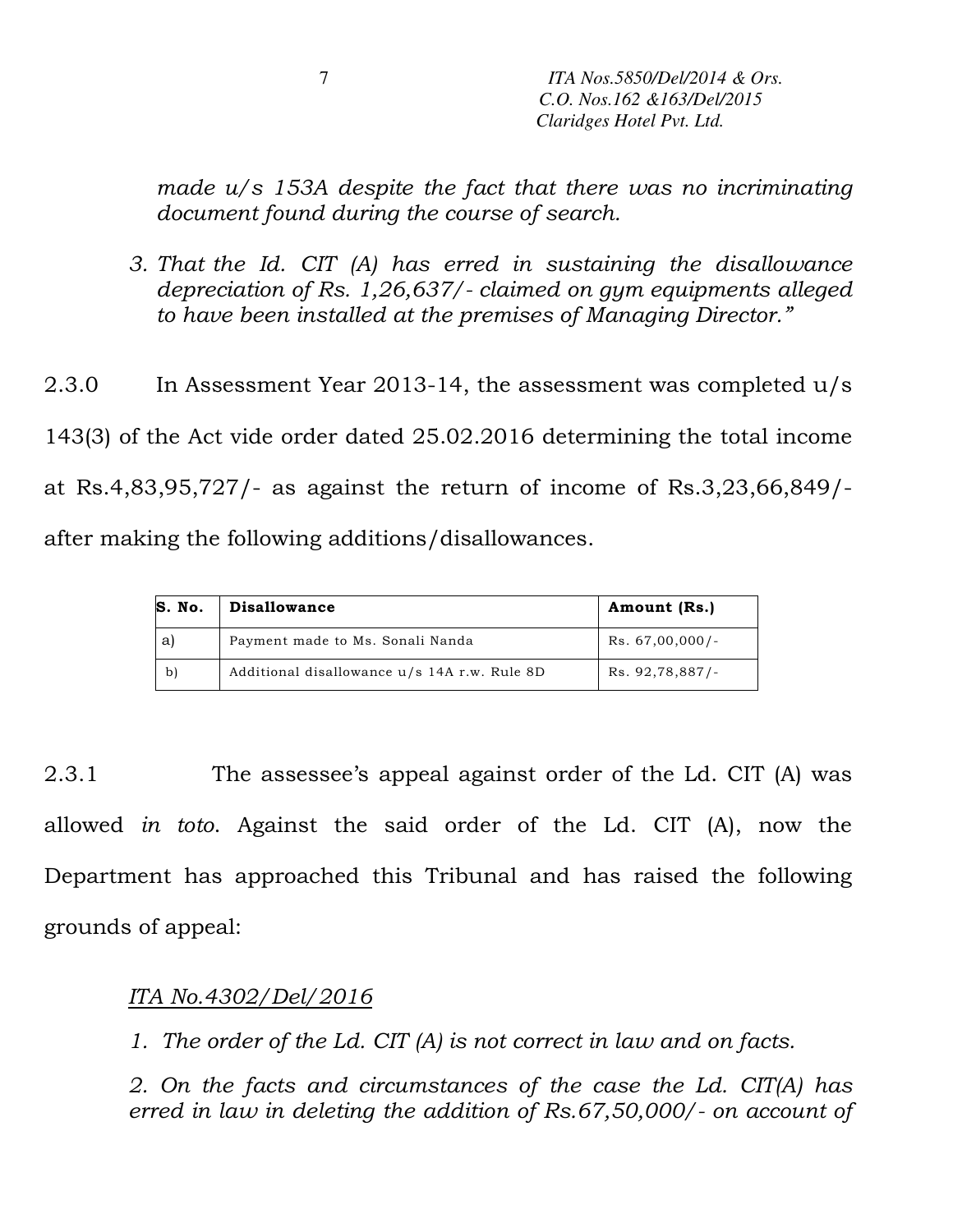*made u/s 153A despite the fact that there was no incriminating document found during the course of search.*

*3. That the Id. CIT (A) has erred in sustaining the disallowance depreciation of Rs. 1,26,637/- claimed on gym equipments alleged to have been installed at the premises of Managing Director."*

2.3.0 In Assessment Year 2013-14, the assessment was completed u/s 143(3) of the Act vide order dated 25.02.2016 determining the total income at Rs.4,83,95,727/- as against the return of income of Rs.3,23,66,849/- after making the following additions/disallowances.

| S. No. | Disallowance | Amount (Rs.) |
|---|---|---|
| a) | Payment made to Ms. Sonali Nanda | Rs. 67,00,000/- |
| b) | Additional disallowance u/s 14A r.w. Rule 8D | Rs. 92,78,887/- |

2.3.1 The assessee's appeal against order of the Ld. CIT (A) was allowed *in toto*. Against the said order of the Ld. CIT (A), now the Department has approached this Tribunal and has raised the following grounds of appeal:

*ITA No.4302/Del/2016*

*1. The order of the Ld. CIT (A) is not correct in law and on facts.*

*2. On the facts and circumstances of the case the Ld. CIT(A) has erred in law in deleting the addition of Rs.67,50,000/- on account of*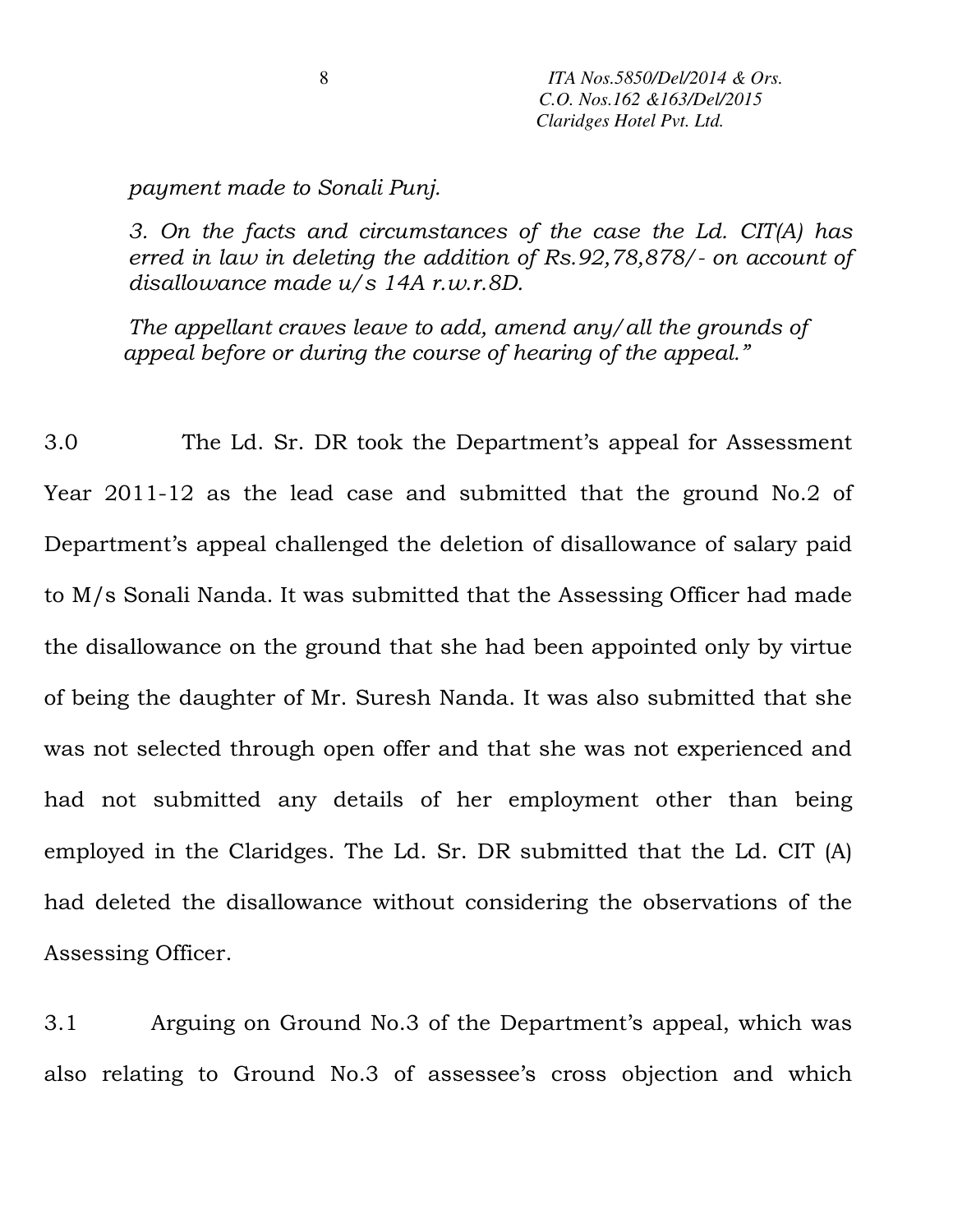*payment made to Sonali Punj.*

*3. On the facts and circumstances of the case the Ld. CIT(A) has erred in law in deleting the addition of Rs.92,78,878/- on account of disallowance made u/s 14A r.w.r.8D.*

*The appellant craves leave to add, amend any/all the grounds of appeal before or during the course of hearing of the appeal."*

3.0 The Ld. Sr. DR took the Department's appeal for Assessment Year 2011-12 as the lead case and submitted that the ground No.2 of Department's appeal challenged the deletion of disallowance of salary paid to M/s Sonali Nanda. It was submitted that the Assessing Officer had made the disallowance on the ground that she had been appointed only by virtue of being the daughter of Mr. Suresh Nanda. It was also submitted that she was not selected through open offer and that she was not experienced and had not submitted any details of her employment other than being employed in the Claridges. The Ld. Sr. DR submitted that the Ld. CIT (A) had deleted the disallowance without considering the observations of the Assessing Officer.

3.1 Arguing on Ground No.3 of the Department's appeal, which was also relating to Ground No.3 of assessee's cross objection and which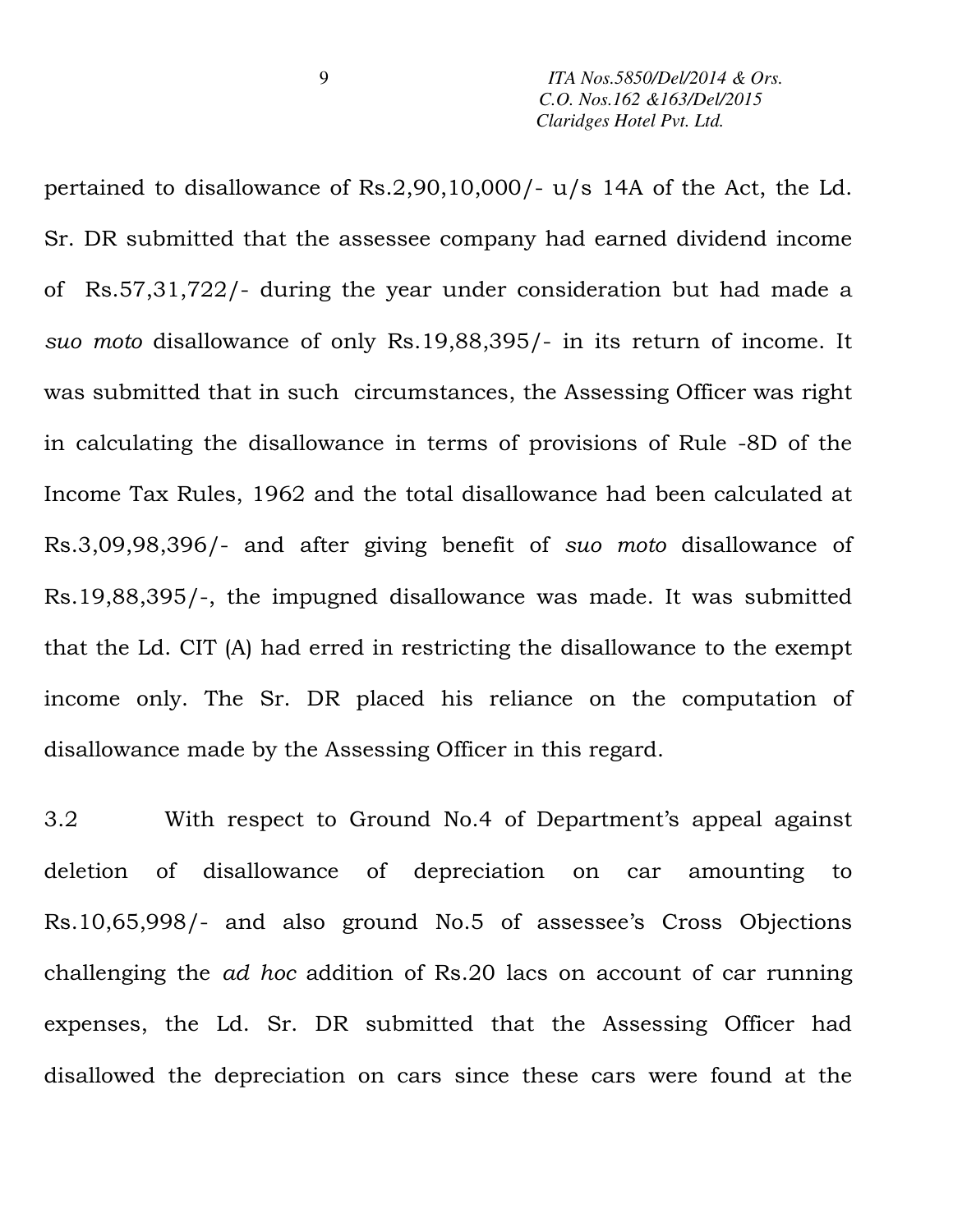pertained to disallowance of Rs.2,90,10,000/- u/s 14A of the Act, the Ld. Sr. DR submitted that the assessee company had earned dividend income of Rs.57,31,722/- during the year under consideration but had made a *suo moto* disallowance of only Rs.19,88,395/- in its return of income. It was submitted that in such circumstances, the Assessing Officer was right in calculating the disallowance in terms of provisions of Rule -8D of the Income Tax Rules, 1962 and the total disallowance had been calculated at Rs.3,09,98,396/- and after giving benefit of *suo moto* disallowance of Rs.19,88,395/-, the impugned disallowance was made. It was submitted that the Ld. CIT (A) had erred in restricting the disallowance to the exempt income only. The Sr. DR placed his reliance on the computation of disallowance made by the Assessing Officer in this regard.

3.2 With respect to Ground No.4 of Department's appeal against deletion of disallowance of depreciation on car amounting to Rs.10,65,998/- and also ground No.5 of assessee's Cross Objections challenging the *ad hoc* addition of Rs.20 lacs on account of car running expenses, the Ld. Sr. DR submitted that the Assessing Officer had disallowed the depreciation on cars since these cars were found at the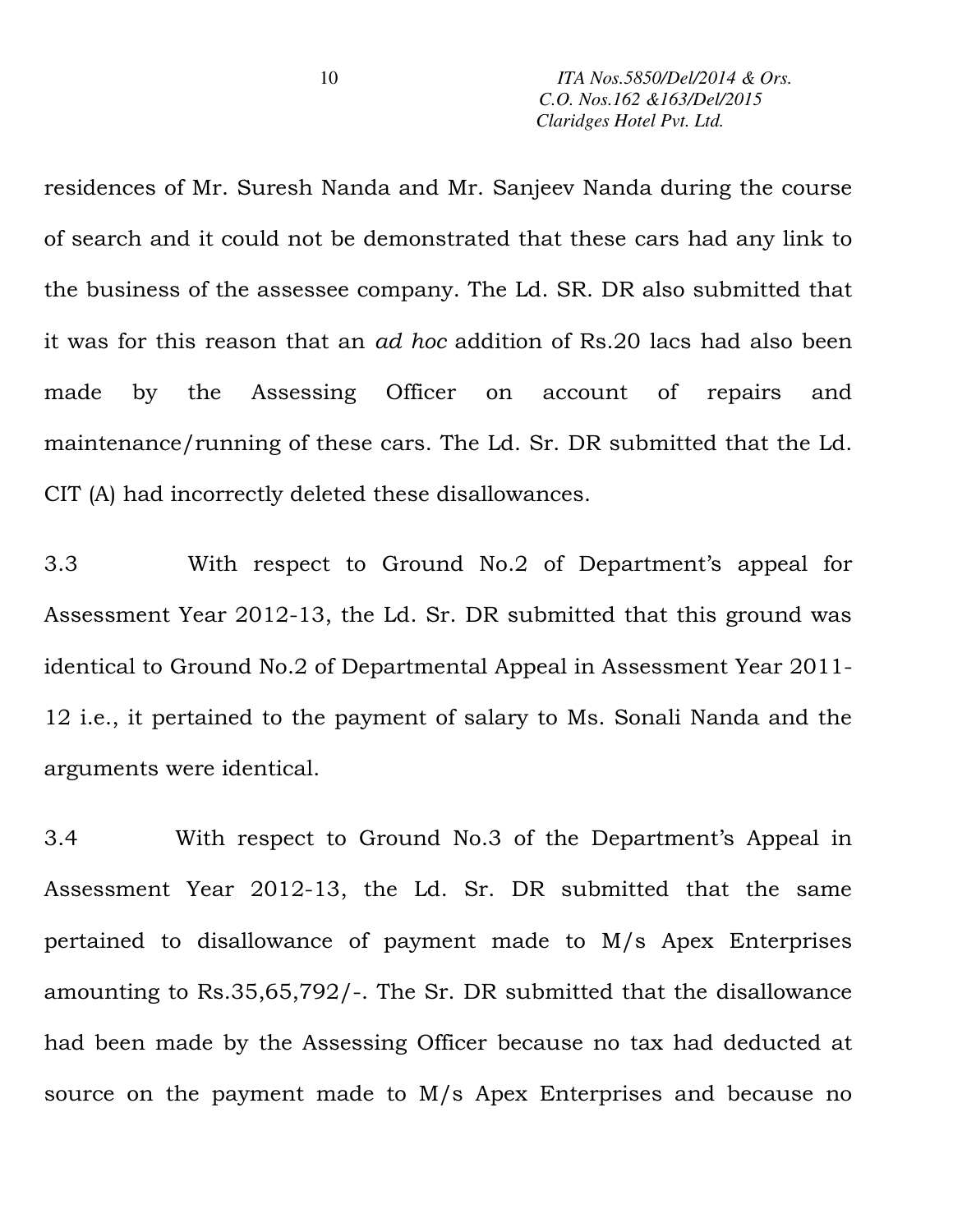residences of Mr. Suresh Nanda and Mr. Sanjeev Nanda during the course of search and it could not be demonstrated that these cars had any link to the business of the assessee company. The Ld. SR. DR also submitted that it was for this reason that an *ad hoc* addition of Rs.20 lacs had also been made by the Assessing Officer on account of repairs and maintenance/running of these cars. The Ld. Sr. DR submitted that the Ld. CIT (A) had incorrectly deleted these disallowances.

3.3 With respect to Ground No.2 of Department's appeal for Assessment Year 2012-13, the Ld. Sr. DR submitted that this ground was identical to Ground No.2 of Departmental Appeal in Assessment Year 2011-12 i.e., it pertained to the payment of salary to Ms. Sonali Nanda and the arguments were identical.

3.4 With respect to Ground No.3 of the Department's Appeal in Assessment Year 2012-13, the Ld. Sr. DR submitted that the same pertained to disallowance of payment made to M/s Apex Enterprises amounting to Rs.35,65,792/-. The Sr. DR submitted that the disallowance had been made by the Assessing Officer because no tax had deducted at source on the payment made to M/s Apex Enterprises and because no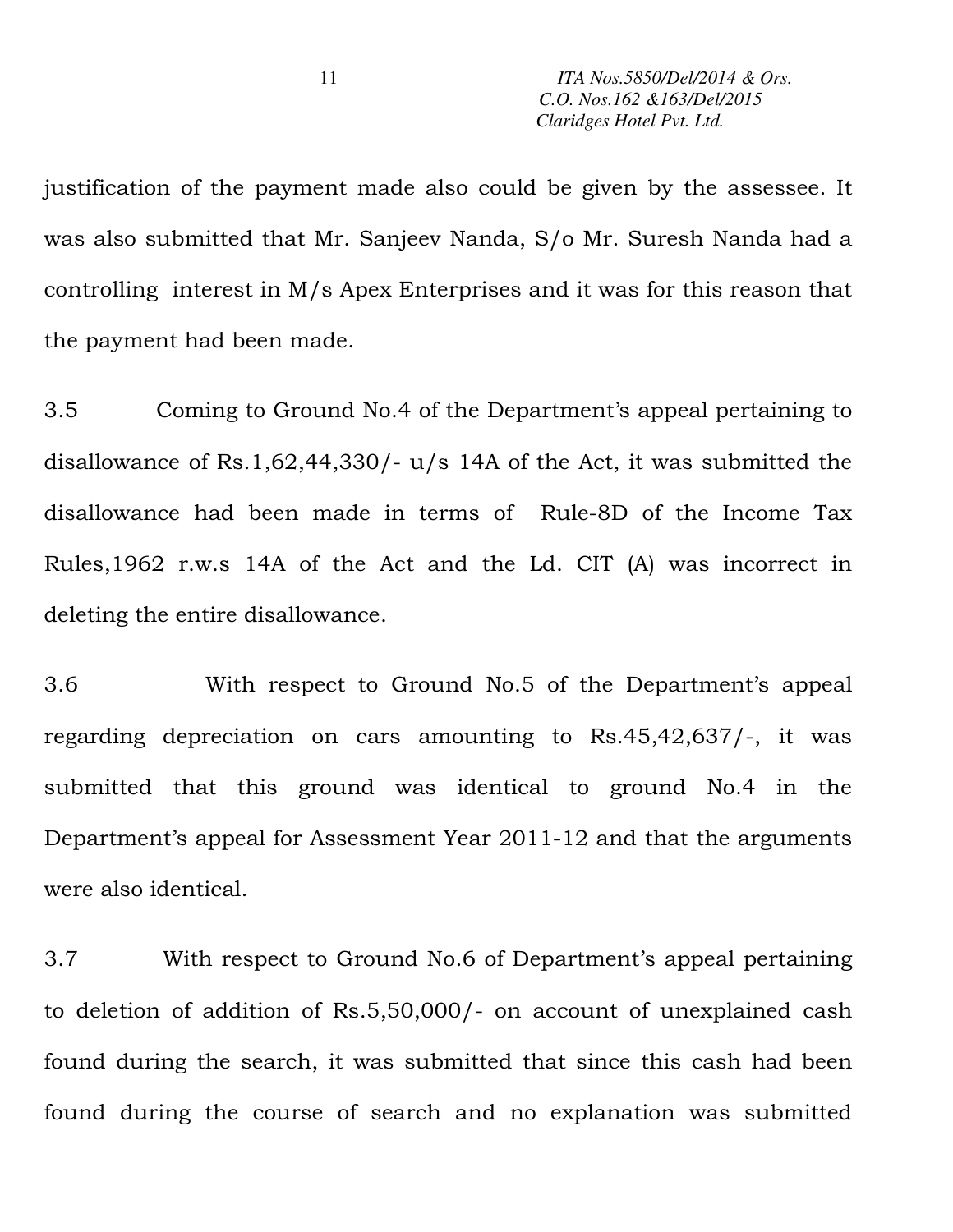justification of the payment made also could be given by the assessee. It was also submitted that Mr. Sanjeev Nanda, S/o Mr. Suresh Nanda had a controlling interest in M/s Apex Enterprises and it was for this reason that the payment had been made.

3.5 Coming to Ground No.4 of the Department's appeal pertaining to disallowance of Rs.1,62,44,330/- u/s 14A of the Act, it was submitted the disallowance had been made in terms of Rule-8D of the Income Tax Rules,1962 r.w.s 14A of the Act and the Ld. CIT (A) was incorrect in deleting the entire disallowance.

3.6 With respect to Ground No.5 of the Department's appeal regarding depreciation on cars amounting to Rs.45,42,637/-, it was submitted that this ground was identical to ground No.4 in the Department's appeal for Assessment Year 2011-12 and that the arguments were also identical.

3.7 With respect to Ground No.6 of Department's appeal pertaining to deletion of addition of Rs.5,50,000/- on account of unexplained cash found during the search, it was submitted that since this cash had been found during the course of search and no explanation was submitted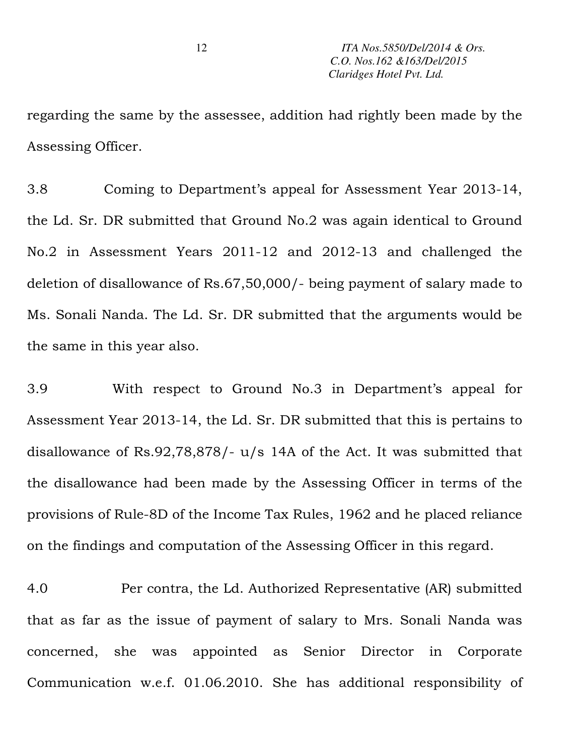regarding the same by the assessee, addition had rightly been made by the Assessing Officer.

3.8 Coming to Department's appeal for Assessment Year 2013-14, the Ld. Sr. DR submitted that Ground No.2 was again identical to Ground No.2 in Assessment Years 2011-12 and 2012-13 and challenged the deletion of disallowance of Rs.67,50,000/- being payment of salary made to Ms. Sonali Nanda. The Ld. Sr. DR submitted that the arguments would be the same in this year also.

3.9 With respect to Ground No.3 in Department's appeal for Assessment Year 2013-14, the Ld. Sr. DR submitted that this is pertains to disallowance of Rs.92,78,878/- u/s 14A of the Act. It was submitted that the disallowance had been made by the Assessing Officer in terms of the provisions of Rule-8D of the Income Tax Rules, 1962 and he placed reliance on the findings and computation of the Assessing Officer in this regard.

4.0 Per contra, the Ld. Authorized Representative (AR) submitted that as far as the issue of payment of salary to Mrs. Sonali Nanda was concerned, she was appointed as Senior Director in Corporate Communication w.e.f. 01.06.2010. She has additional responsibility of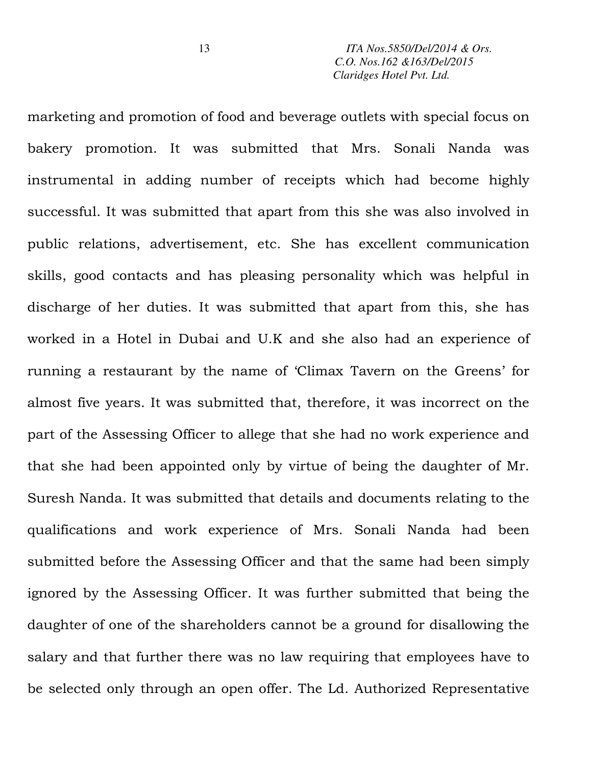marketing and promotion of food and beverage outlets with special focus on bakery promotion. It was submitted that Mrs. Sonali Nanda was instrumental in adding number of receipts which had become highly successful. It was submitted that apart from this she was also involved in public relations, advertisement, etc. She has excellent communication skills, good contacts and has pleasing personality which was helpful in discharge of her duties. It was submitted that apart from this, she has worked in a Hotel in Dubai and U.K and she also had an experience of running a restaurant by the name of 'Climax Tavern on the Greens' for almost five years. It was submitted that, therefore, it was incorrect on the part of the Assessing Officer to allege that she had no work experience and that she had been appointed only by virtue of being the daughter of Mr. Suresh Nanda. It was submitted that details and documents relating to the qualifications and work experience of Mrs. Sonali Nanda had been submitted before the Assessing Officer and that the same had been simply ignored by the Assessing Officer. It was further submitted that being the daughter of one of the shareholders cannot be a ground for disallowing the salary and that further there was no law requiring that employees have to be selected only through an open offer. The Ld. Authorized Representative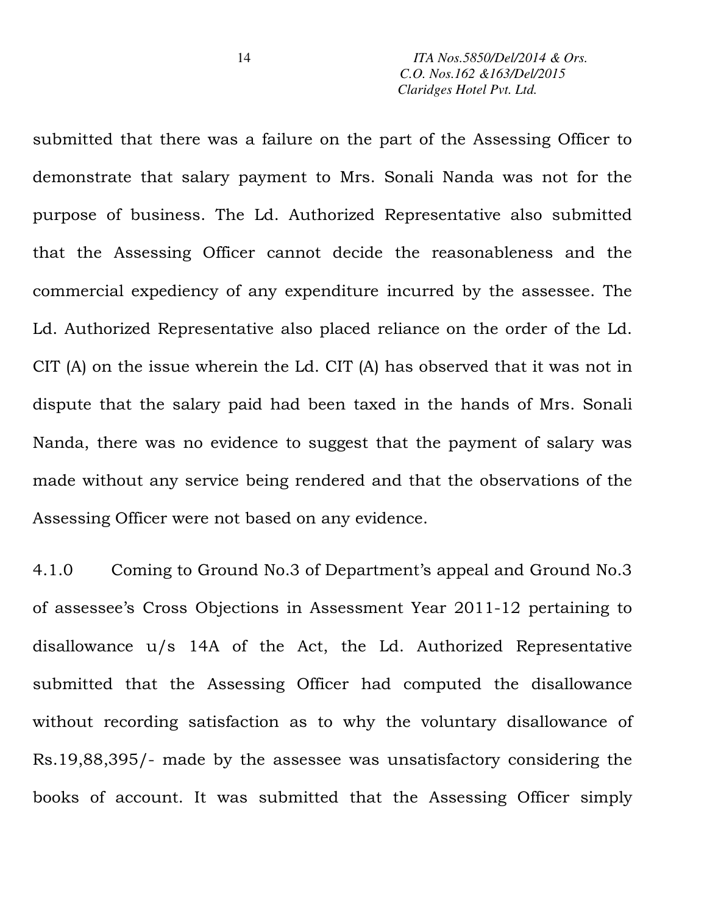submitted that there was a failure on the part of the Assessing Officer to demonstrate that salary payment to Mrs. Sonali Nanda was not for the purpose of business. The Ld. Authorized Representative also submitted that the Assessing Officer cannot decide the reasonableness and the commercial expediency of any expenditure incurred by the assessee. The Ld. Authorized Representative also placed reliance on the order of the Ld. CIT (A) on the issue wherein the Ld. CIT (A) has observed that it was not in dispute that the salary paid had been taxed in the hands of Mrs. Sonali Nanda, there was no evidence to suggest that the payment of salary was made without any service being rendered and that the observations of the Assessing Officer were not based on any evidence.

4.1.0 Coming to Ground No.3 of Department's appeal and Ground No.3 of assessee's Cross Objections in Assessment Year 2011-12 pertaining to disallowance u/s 14A of the Act, the Ld. Authorized Representative submitted that the Assessing Officer had computed the disallowance without recording satisfaction as to why the voluntary disallowance of Rs.19,88,395/- made by the assessee was unsatisfactory considering the books of account. It was submitted that the Assessing Officer simply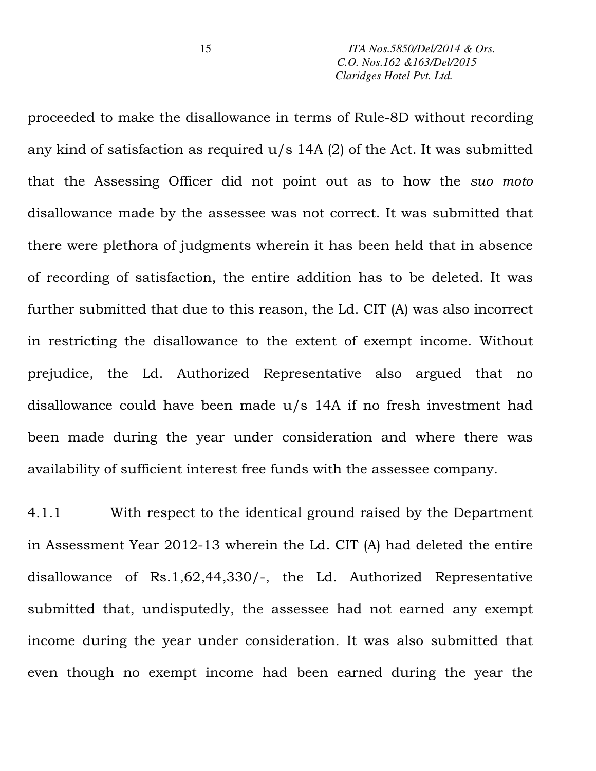proceeded to make the disallowance in terms of Rule-8D without recording any kind of satisfaction as required u/s 14A (2) of the Act. It was submitted that the Assessing Officer did not point out as to how the *suo moto* disallowance made by the assessee was not correct. It was submitted that there were plethora of judgments wherein it has been held that in absence of recording of satisfaction, the entire addition has to be deleted. It was further submitted that due to this reason, the Ld. CIT (A) was also incorrect in restricting the disallowance to the extent of exempt income. Without prejudice, the Ld. Authorized Representative also argued that no disallowance could have been made u/s 14A if no fresh investment had been made during the year under consideration and where there was availability of sufficient interest free funds with the assessee company.

4.1.1 With respect to the identical ground raised by the Department in Assessment Year 2012-13 wherein the Ld. CIT (A) had deleted the entire disallowance of Rs.1,62,44,330/-, the Ld. Authorized Representative submitted that, undisputedly, the assessee had not earned any exempt income during the year under consideration. It was also submitted that even though no exempt income had been earned during the year the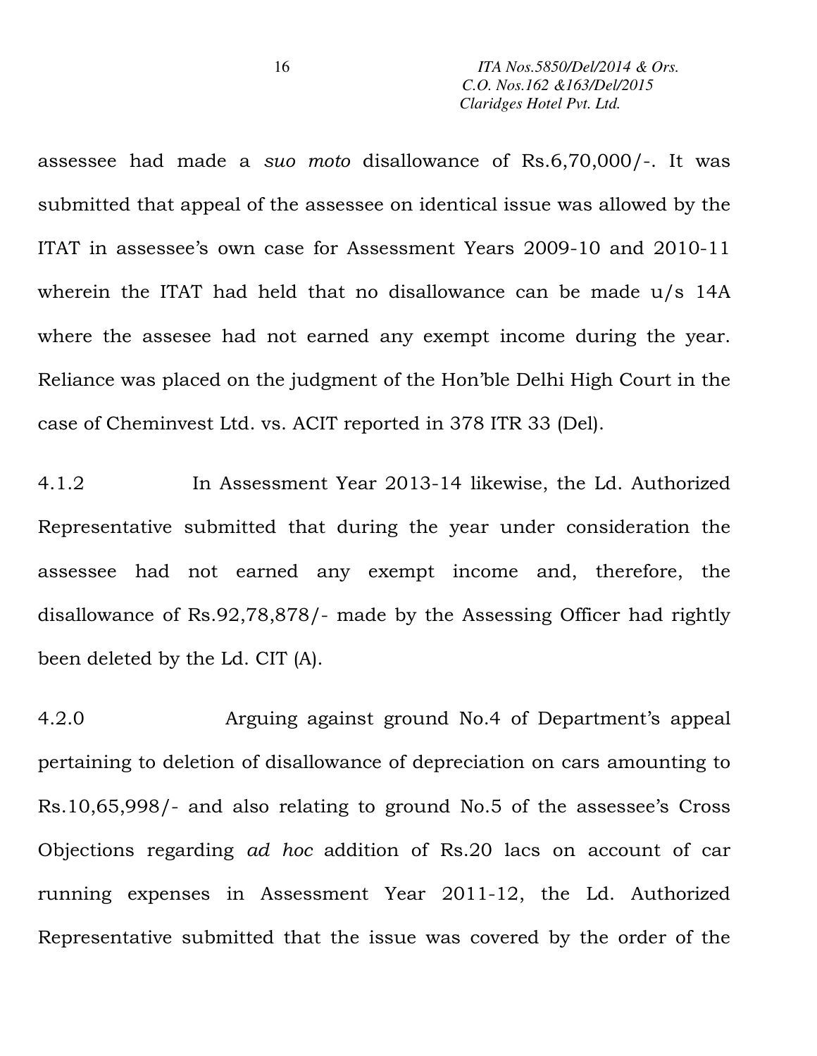assessee had made a *suo moto* disallowance of Rs.6,70,000/-. It was submitted that appeal of the assessee on identical issue was allowed by the ITAT in assessee's own case for Assessment Years 2009-10 and 2010-11 wherein the ITAT had held that no disallowance can be made u/s 14A where the assesee had not earned any exempt income during the year. Reliance was placed on the judgment of the Hon'ble Delhi High Court in the case of Cheminvest Ltd. vs. ACIT reported in 378 ITR 33 (Del).

4.1.2 In Assessment Year 2013-14 likewise, the Ld. Authorized Representative submitted that during the year under consideration the assessee had not earned any exempt income and, therefore, the disallowance of Rs.92,78,878/- made by the Assessing Officer had rightly been deleted by the Ld. CIT (A).

4.2.0 Arguing against ground No.4 of Department's appeal pertaining to deletion of disallowance of depreciation on cars amounting to Rs.10,65,998/- and also relating to ground No.5 of the assessee's Cross Objections regarding *ad hoc* addition of Rs.20 lacs on account of car running expenses in Assessment Year 2011-12, the Ld. Authorized Representative submitted that the issue was covered by the order of the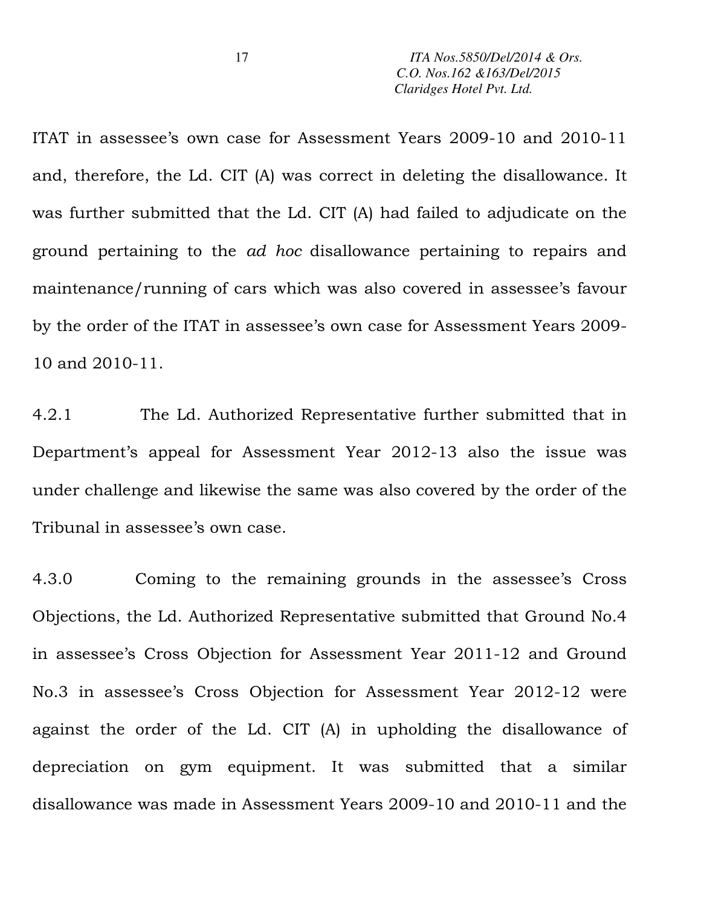ITAT in assessee's own case for Assessment Years 2009-10 and 2010-11 and, therefore, the Ld. CIT (A) was correct in deleting the disallowance. It was further submitted that the Ld. CIT (A) had failed to adjudicate on the ground pertaining to the *ad hoc* disallowance pertaining to repairs and maintenance/running of cars which was also covered in assessee's favour by the order of the ITAT in assessee's own case for Assessment Years 2009-10 and 2010-11.

4.2.1 The Ld. Authorized Representative further submitted that in Department's appeal for Assessment Year 2012-13 also the issue was under challenge and likewise the same was also covered by the order of the Tribunal in assessee's own case.

4.3.0 Coming to the remaining grounds in the assessee's Cross Objections, the Ld. Authorized Representative submitted that Ground No.4 in assessee's Cross Objection for Assessment Year 2011-12 and Ground No.3 in assessee's Cross Objection for Assessment Year 2012-12 were against the order of the Ld. CIT (A) in upholding the disallowance of depreciation on gym equipment. It was submitted that a similar disallowance was made in Assessment Years 2009-10 and 2010-11 and the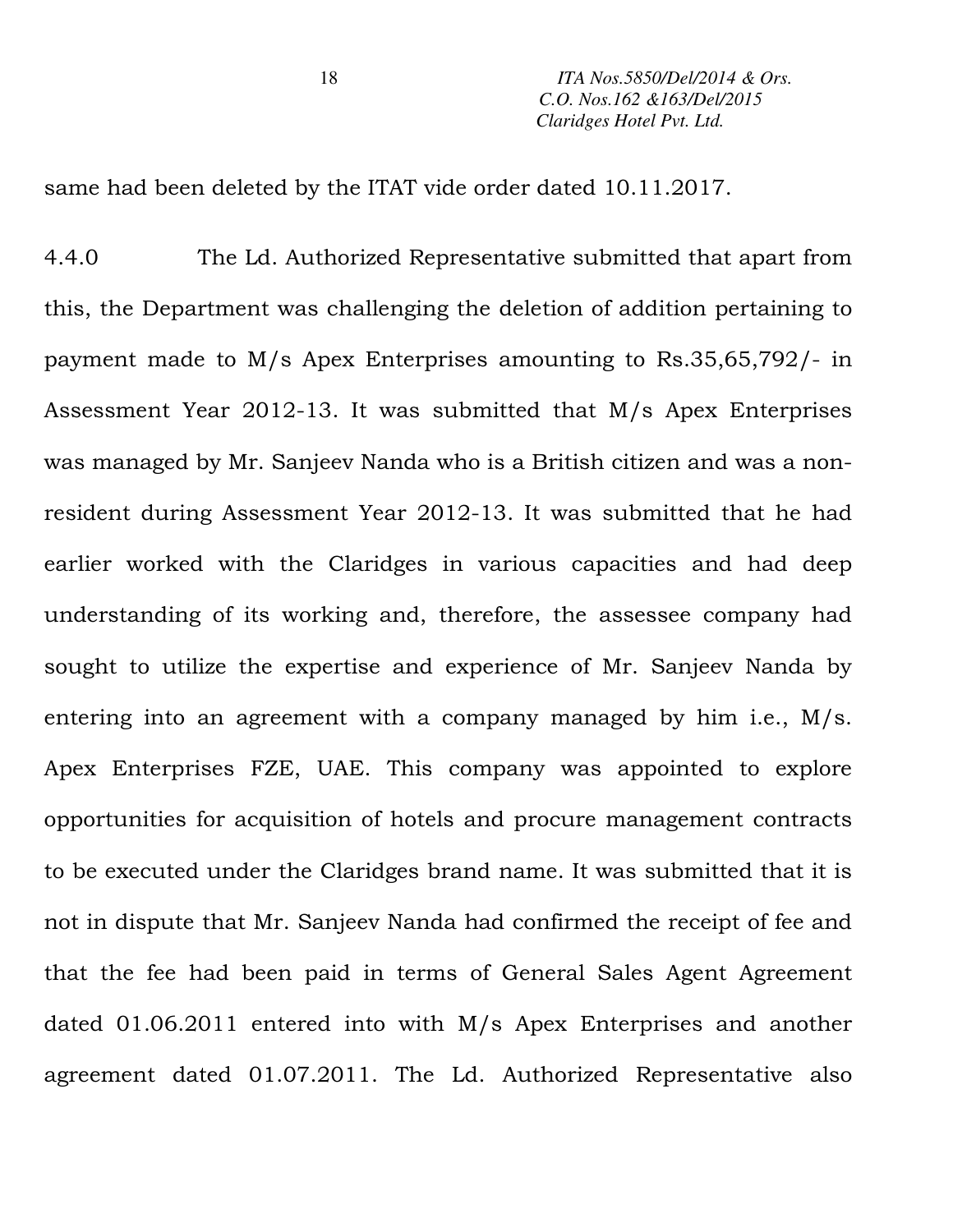same had been deleted by the ITAT vide order dated 10.11.2017.

4.4.0 The Ld. Authorized Representative submitted that apart from this, the Department was challenging the deletion of addition pertaining to payment made to M/s Apex Enterprises amounting to Rs.35,65,792/- in Assessment Year 2012-13. It was submitted that M/s Apex Enterprises was managed by Mr. Sanjeev Nanda who is a British citizen and was a non-resident during Assessment Year 2012-13. It was submitted that he had earlier worked with the Claridges in various capacities and had deep understanding of its working and, therefore, the assessee company had sought to utilize the expertise and experience of Mr. Sanjeev Nanda by entering into an agreement with a company managed by him i.e., M/s. Apex Enterprises FZE, UAE. This company was appointed to explore opportunities for acquisition of hotels and procure management contracts to be executed under the Claridges brand name. It was submitted that it is not in dispute that Mr. Sanjeev Nanda had confirmed the receipt of fee and that the fee had been paid in terms of General Sales Agent Agreement dated 01.06.2011 entered into with M/s Apex Enterprises and another agreement dated 01.07.2011. The Ld. Authorized Representative also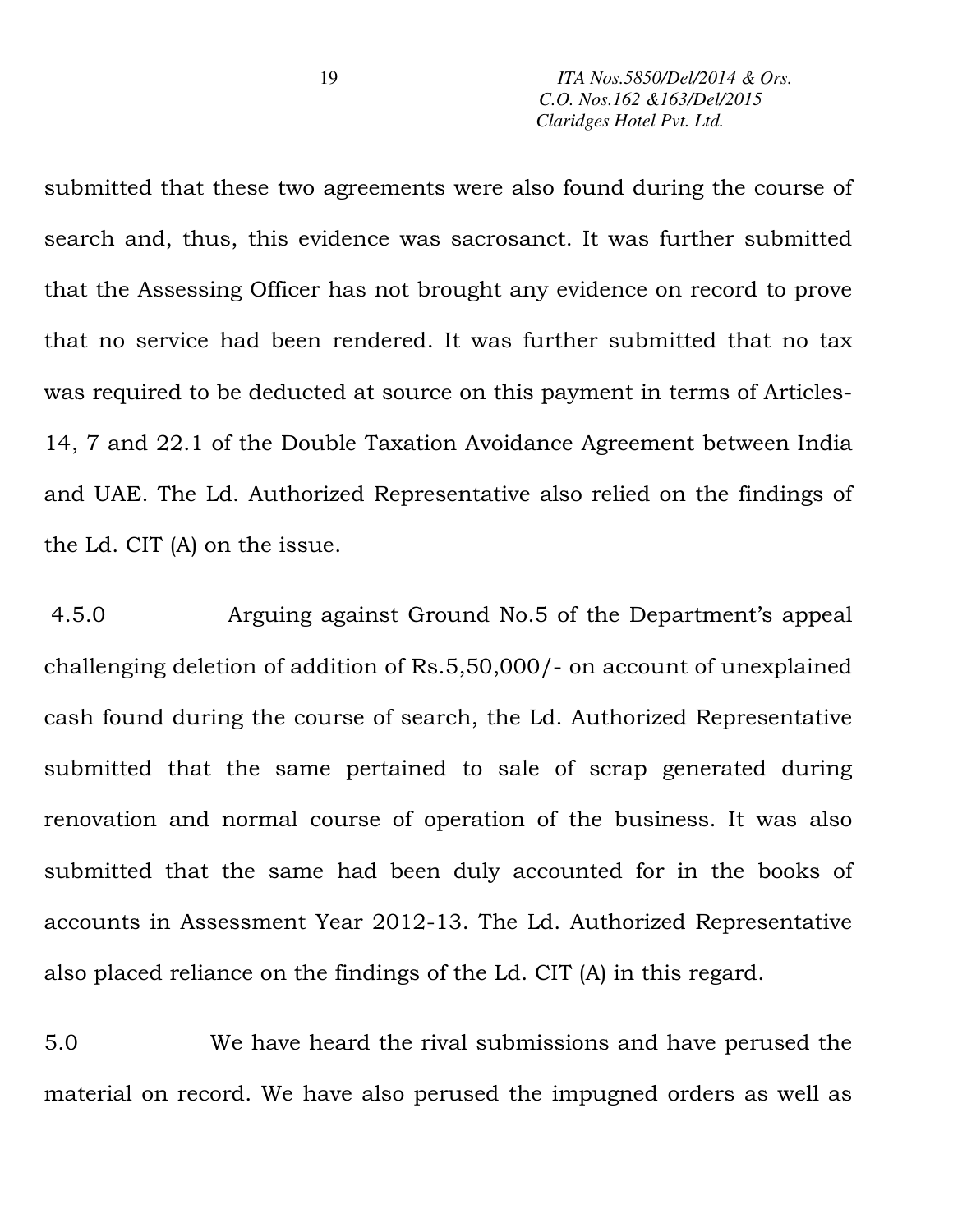submitted that these two agreements were also found during the course of search and, thus, this evidence was sacrosanct. It was further submitted that the Assessing Officer has not brought any evidence on record to prove that no service had been rendered. It was further submitted that no tax was required to be deducted at source on this payment in terms of Articles-14, 7 and 22.1 of the Double Taxation Avoidance Agreement between India and UAE. The Ld. Authorized Representative also relied on the findings of the Ld. CIT (A) on the issue.

4.5.0 Arguing against Ground No.5 of the Department's appeal challenging deletion of addition of Rs.5,50,000/- on account of unexplained cash found during the course of search, the Ld. Authorized Representative submitted that the same pertained to sale of scrap generated during renovation and normal course of operation of the business. It was also submitted that the same had been duly accounted for in the books of accounts in Assessment Year 2012-13. The Ld. Authorized Representative also placed reliance on the findings of the Ld. CIT (A) in this regard.

5.0 We have heard the rival submissions and have perused the material on record. We have also perused the impugned orders as well as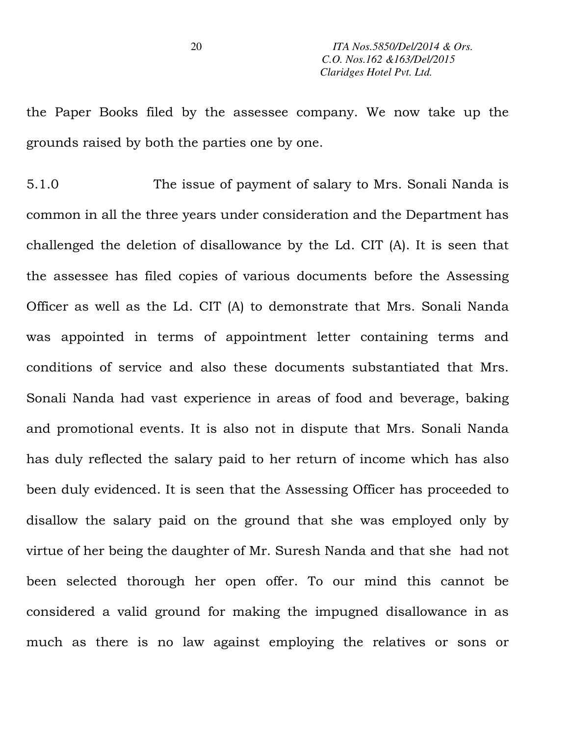the Paper Books filed by the assessee company. We now take up the grounds raised by both the parties one by one.

5.1.0 The issue of payment of salary to Mrs. Sonali Nanda is common in all the three years under consideration and the Department has challenged the deletion of disallowance by the Ld. CIT (A). It is seen that the assessee has filed copies of various documents before the Assessing Officer as well as the Ld. CIT (A) to demonstrate that Mrs. Sonali Nanda was appointed in terms of appointment letter containing terms and conditions of service and also these documents substantiated that Mrs. Sonali Nanda had vast experience in areas of food and beverage, baking and promotional events. It is also not in dispute that Mrs. Sonali Nanda has duly reflected the salary paid to her return of income which has also been duly evidenced. It is seen that the Assessing Officer has proceeded to disallow the salary paid on the ground that she was employed only by virtue of her being the daughter of Mr. Suresh Nanda and that she had not been selected thorough her open offer. To our mind this cannot be considered a valid ground for making the impugned disallowance in as much as there is no law against employing the relatives or sons or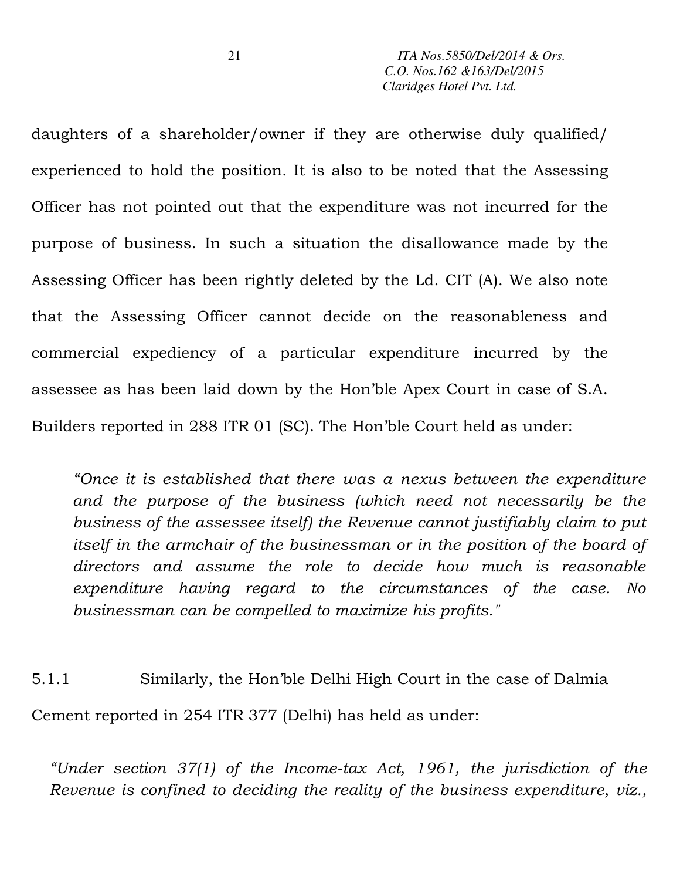daughters of a shareholder/owner if they are otherwise duly qualified/ experienced to hold the position. It is also to be noted that the Assessing Officer has not pointed out that the expenditure was not incurred for the purpose of business. In such a situation the disallowance made by the Assessing Officer has been rightly deleted by the Ld. CIT (A). We also note that the Assessing Officer cannot decide on the reasonableness and commercial expediency of a particular expenditure incurred by the assessee as has been laid down by the Hon'ble Apex Court in case of S.A. Builders reported in 288 ITR 01 (SC). The Hon'ble Court held as under:

> *"Once it is established that there was a nexus between the expenditure and the purpose of the business (which need not necessarily be the business of the assessee itself) the Revenue cannot justifiably claim to put itself in the armchair of the businessman or in the position of the board of directors and assume the role to decide how much is reasonable expenditure having regard to the circumstances of the case. No businessman can be compelled to maximize his profits."*

5.1.1 Similarly, the Hon'ble Delhi High Court in the case of Dalmia Cement reported in 254 ITR 377 (Delhi) has held as under:

> *"Under section 37(1) of the Income-tax Act, 1961, the jurisdiction of the Revenue is confined to deciding the reality of the business expenditure, viz.,*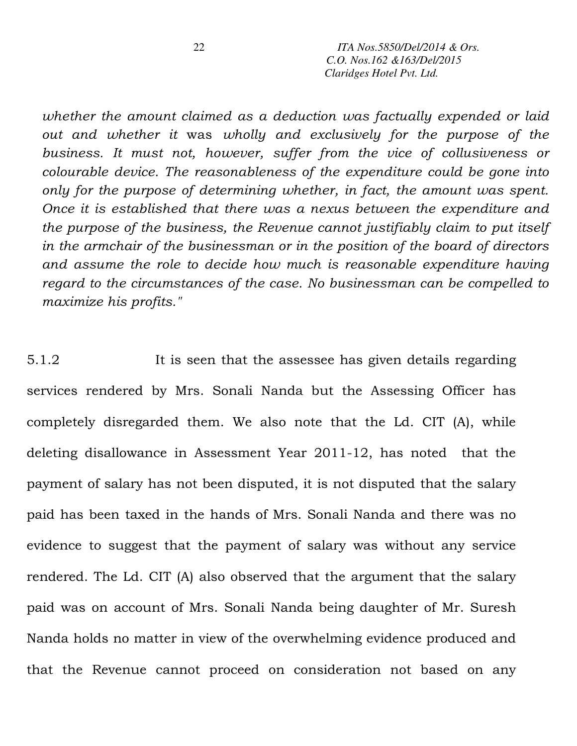*whether the amount claimed as a deduction was factually expended or laid out and whether it* was *wholly and exclusively for the purpose of the business. It must not, however, suffer from the vice of collusiveness or colourable device. The reasonableness of the expenditure could be gone into only for the purpose of determining whether, in fact, the amount was spent. Once it is established that there was a nexus between the expenditure and the purpose of the business, the Revenue cannot justifiably claim to put itself in the armchair of the businessman or in the position of the board of directors and assume the role to decide how much is reasonable expenditure having regard to the circumstances of the case. No businessman can be compelled to maximize his profits."*

5.1.2 It is seen that the assessee has given details regarding services rendered by Mrs. Sonali Nanda but the Assessing Officer has completely disregarded them. We also note that the Ld. CIT (A), while deleting disallowance in Assessment Year 2011-12, has noted that the payment of salary has not been disputed, it is not disputed that the salary paid has been taxed in the hands of Mrs. Sonali Nanda and there was no evidence to suggest that the payment of salary was without any service rendered. The Ld. CIT (A) also observed that the argument that the salary paid was on account of Mrs. Sonali Nanda being daughter of Mr. Suresh Nanda holds no matter in view of the overwhelming evidence produced and that the Revenue cannot proceed on consideration not based on any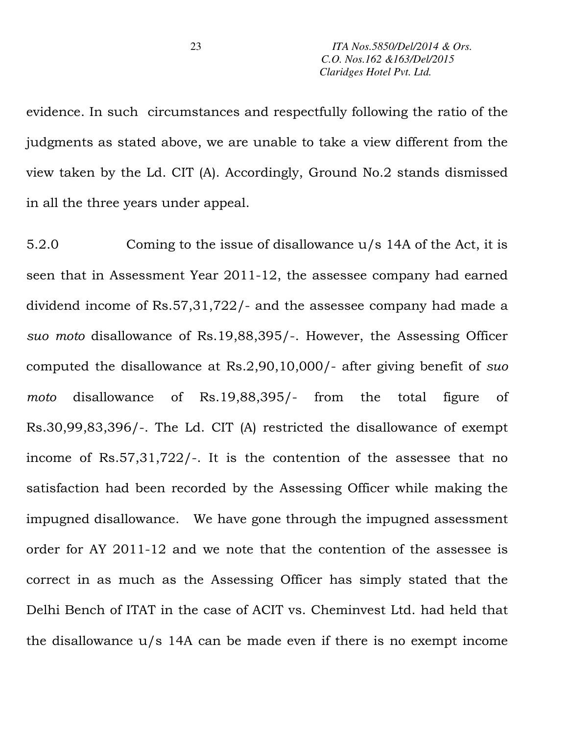evidence. In such circumstances and respectfully following the ratio of the judgments as stated above, we are unable to take a view different from the view taken by the Ld. CIT (A). Accordingly, Ground No.2 stands dismissed in all the three years under appeal.

5.2.0 Coming to the issue of disallowance u/s 14A of the Act, it is seen that in Assessment Year 2011-12, the assessee company had earned dividend income of Rs.57,31,722/- and the assessee company had made a *suo moto* disallowance of Rs.19,88,395/-. However, the Assessing Officer computed the disallowance at Rs.2,90,10,000/- after giving benefit of *suo moto* disallowance of Rs.19,88,395/- from the total figure of Rs.30,99,83,396/-. The Ld. CIT (A) restricted the disallowance of exempt income of Rs.57,31,722/-. It is the contention of the assessee that no satisfaction had been recorded by the Assessing Officer while making the impugned disallowance. We have gone through the impugned assessment order for AY 2011-12 and we note that the contention of the assessee is correct in as much as the Assessing Officer has simply stated that the Delhi Bench of ITAT in the case of ACIT vs. Cheminvest Ltd. had held that the disallowance u/s 14A can be made even if there is no exempt income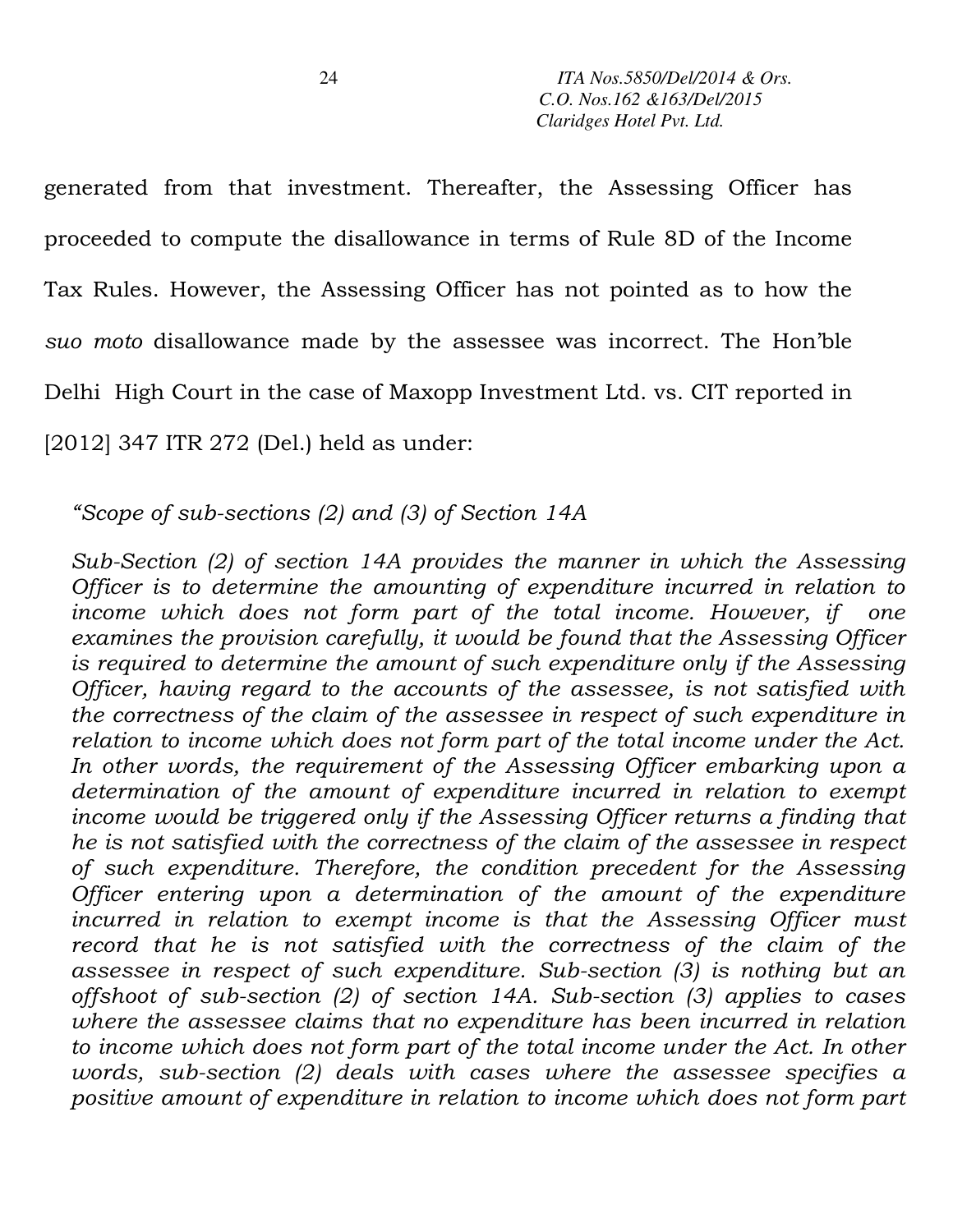generated from that investment. Thereafter, the Assessing Officer has proceeded to compute the disallowance in terms of Rule 8D of the Income Tax Rules. However, the Assessing Officer has not pointed as to how the *suo moto* disallowance made by the assessee was incorrect. The Hon'ble Delhi High Court in the case of Maxopp Investment Ltd. vs. CIT reported in [2012] 347 ITR 272 (Del.) held as under:

> *"Scope of sub-sections (2) and (3) of Section 14A*
>
> *Sub-Section (2) of section 14A provides the manner in which the Assessing Officer is to determine the amounting of expenditure incurred in relation to income which does not form part of the total income. However, if one examines the provision carefully, it would be found that the Assessing Officer is required to determine the amount of such expenditure only if the Assessing Officer, having regard to the accounts of the assessee, is not satisfied with the correctness of the claim of the assessee in respect of such expenditure in relation to income which does not form part of the total income under the Act. In other words, the requirement of the Assessing Officer embarking upon a determination of the amount of expenditure incurred in relation to exempt income would be triggered only if the Assessing Officer returns a finding that he is not satisfied with the correctness of the claim of the assessee in respect of such expenditure. Therefore, the condition precedent for the Assessing Officer entering upon a determination of the amount of the expenditure incurred in relation to exempt income is that the Assessing Officer must record that he is not satisfied with the correctness of the claim of the assessee in respect of such expenditure. Sub-section (3) is nothing but an offshoot of sub-section (2) of section 14A. Sub-section (3) applies to cases where the assessee claims that no expenditure has been incurred in relation to income which does not form part of the total income under the Act. In other words, sub-section (2) deals with cases where the assessee specifies a positive amount of expenditure in relation to income which does not form part*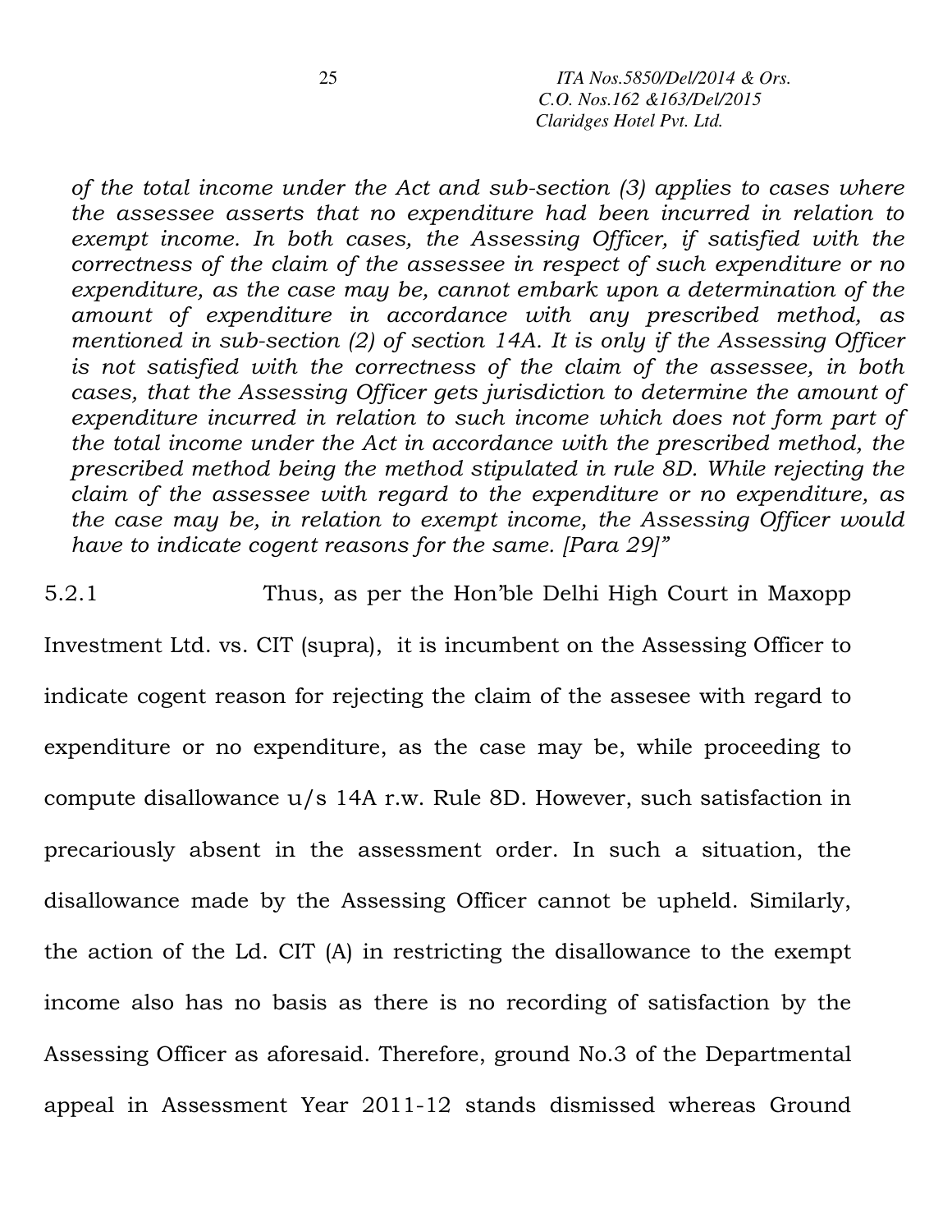*of the total income under the Act and sub-section (3) applies to cases where the assessee asserts that no expenditure had been incurred in relation to exempt income. In both cases, the Assessing Officer, if satisfied with the correctness of the claim of the assessee in respect of such expenditure or no expenditure, as the case may be, cannot embark upon a determination of the amount of expenditure in accordance with any prescribed method, as mentioned in sub-section (2) of section 14A. It is only if the Assessing Officer is not satisfied with the correctness of the claim of the assessee, in both cases, that the Assessing Officer gets jurisdiction to determine the amount of expenditure incurred in relation to such income which does not form part of the total income under the Act in accordance with the prescribed method, the prescribed method being the method stipulated in rule 8D. While rejecting the claim of the assessee with regard to the expenditure or no expenditure, as the case may be, in relation to exempt income, the Assessing Officer would have to indicate cogent reasons for the same. [Para 29]"*

5.2.1 Thus, as per the Hon'ble Delhi High Court in Maxopp Investment Ltd. vs. CIT (supra), it is incumbent on the Assessing Officer to indicate cogent reason for rejecting the claim of the assesee with regard to expenditure or no expenditure, as the case may be, while proceeding to compute disallowance u/s 14A r.w. Rule 8D. However, such satisfaction in precariously absent in the assessment order. In such a situation, the disallowance made by the Assessing Officer cannot be upheld. Similarly, the action of the Ld. CIT (A) in restricting the disallowance to the exempt income also has no basis as there is no recording of satisfaction by the Assessing Officer as aforesaid. Therefore, ground No.3 of the Departmental appeal in Assessment Year 2011-12 stands dismissed whereas Ground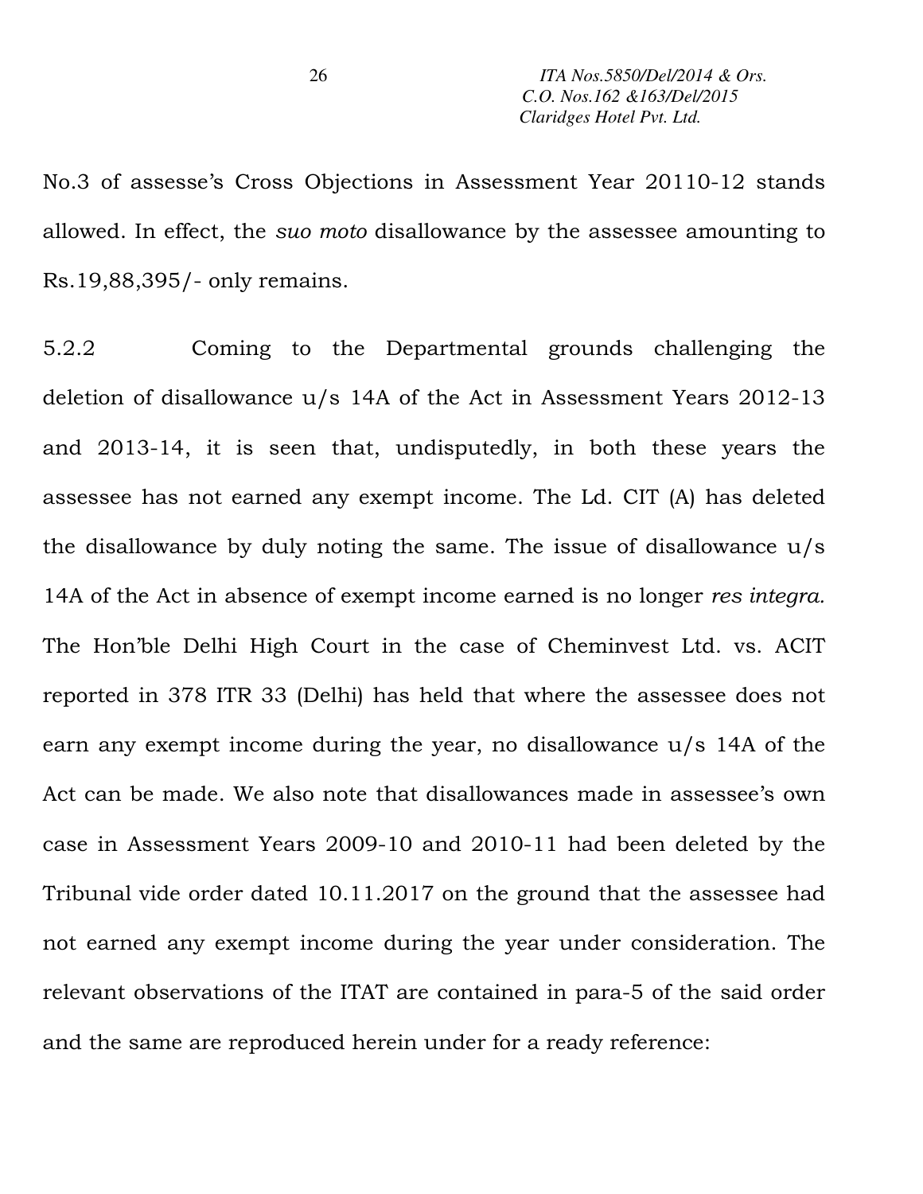No.3 of assesse's Cross Objections in Assessment Year 20110-12 stands allowed. In effect, the *suo moto* disallowance by the assessee amounting to Rs.19,88,395/- only remains.

5.2.2 Coming to the Departmental grounds challenging the deletion of disallowance u/s 14A of the Act in Assessment Years 2012-13 and 2013-14, it is seen that, undisputedly, in both these years the assessee has not earned any exempt income. The Ld. CIT (A) has deleted the disallowance by duly noting the same. The issue of disallowance u/s 14A of the Act in absence of exempt income earned is no longer *res integra.* The Hon'ble Delhi High Court in the case of Cheminvest Ltd. vs. ACIT reported in 378 ITR 33 (Delhi) has held that where the assessee does not earn any exempt income during the year, no disallowance u/s 14A of the Act can be made. We also note that disallowances made in assessee's own case in Assessment Years 2009-10 and 2010-11 had been deleted by the Tribunal vide order dated 10.11.2017 on the ground that the assessee had not earned any exempt income during the year under consideration. The relevant observations of the ITAT are contained in para-5 of the said order and the same are reproduced herein under for a ready reference: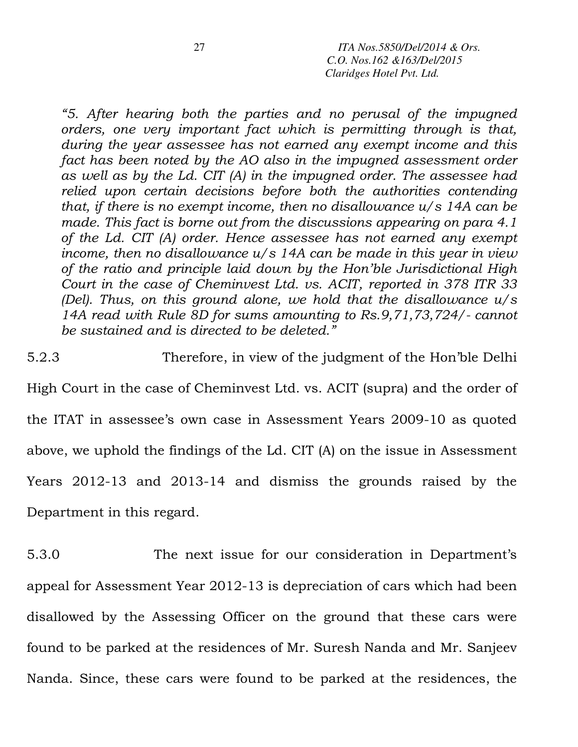*"5. After hearing both the parties and no perusal of the impugned orders, one very important fact which is permitting through is that, during the year assessee has not earned any exempt income and this fact has been noted by the AO also in the impugned assessment order as well as by the Ld. CIT (A) in the impugned order. The assessee had relied upon certain decisions before both the authorities contending that, if there is no exempt income, then no disallowance u/s 14A can be made. This fact is borne out from the discussions appearing on para 4.1 of the Ld. CIT (A) order. Hence assessee has not earned any exempt income, then no disallowance u/s 14A can be made in this year in view of the ratio and principle laid down by the Hon'ble Jurisdictional High Court in the case of Cheminvest Ltd. vs. ACIT, reported in 378 ITR 33 (Del). Thus, on this ground alone, we hold that the disallowance u/s 14A read with Rule 8D for sums amounting to Rs.9,71,73,724/- cannot be sustained and is directed to be deleted."*

5.2.3 Therefore, in view of the judgment of the Hon'ble Delhi High Court in the case of Cheminvest Ltd. vs. ACIT (supra) and the order of the ITAT in assessee's own case in Assessment Years 2009-10 as quoted above, we uphold the findings of the Ld. CIT (A) on the issue in Assessment Years 2012-13 and 2013-14 and dismiss the grounds raised by the Department in this regard.

5.3.0 The next issue for our consideration in Department's appeal for Assessment Year 2012-13 is depreciation of cars which had been disallowed by the Assessing Officer on the ground that these cars were found to be parked at the residences of Mr. Suresh Nanda and Mr. Sanjeev Nanda. Since, these cars were found to be parked at the residences, the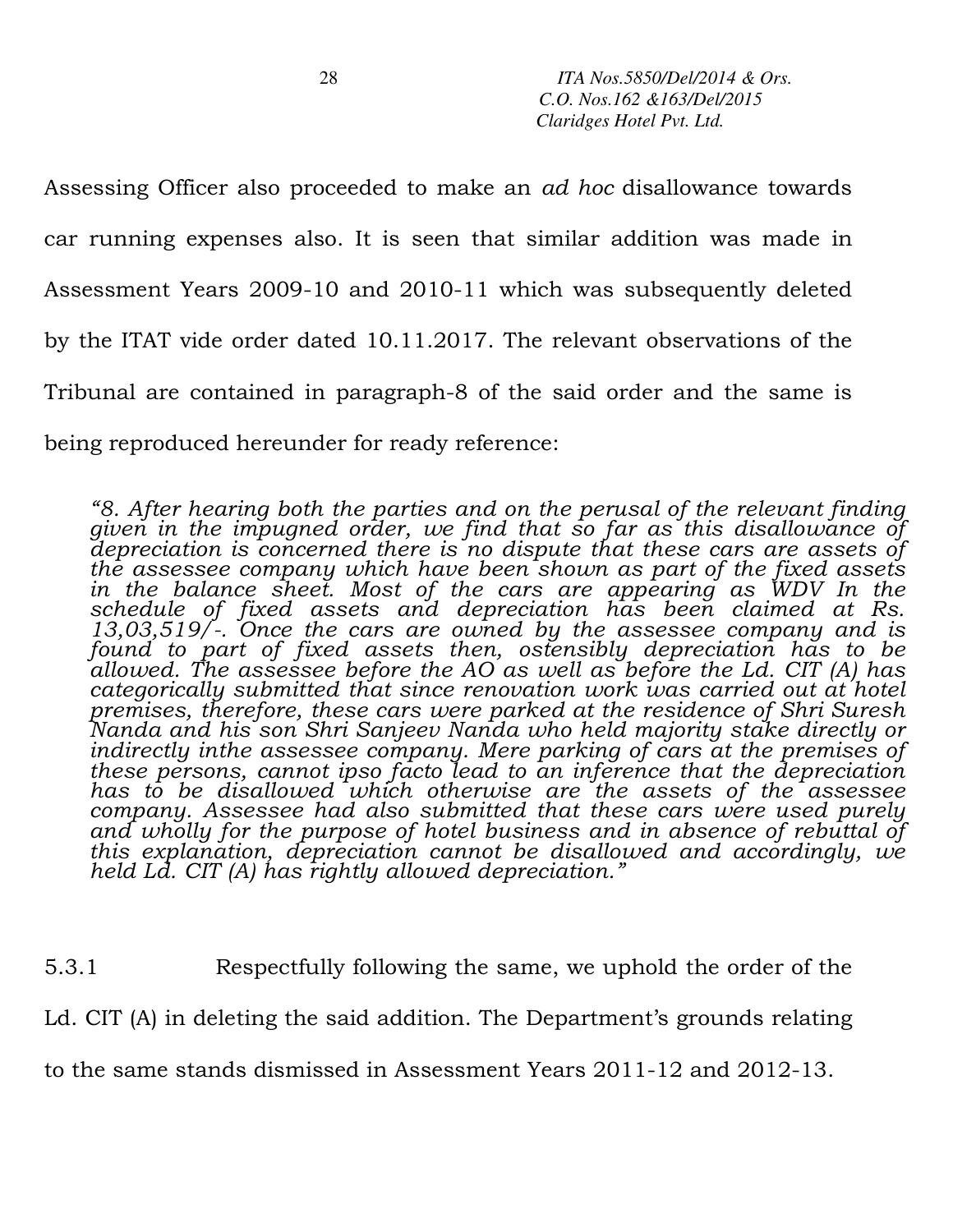Assessing Officer also proceeded to make an *ad hoc* disallowance towards car running expenses also. It is seen that similar addition was made in Assessment Years 2009-10 and 2010-11 which was subsequently deleted by the ITAT vide order dated 10.11.2017. The relevant observations of the Tribunal are contained in paragraph-8 of the said order and the same is being reproduced hereunder for ready reference:

> *"8. After hearing both the parties and on the perusal of the relevant finding given in the impugned order, we find that so far as this disallowance of depreciation is concerned there is no dispute that these cars are assets of the assessee company which have been shown as part of the fixed assets in the balance sheet. Most of the cars are appearing as WDV In the schedule of fixed assets and depreciation has been claimed at Rs. 13,03,519/-. Once the cars are owned by the assessee company and is found to part of fixed assets then, ostensibly depreciation has to be allowed. The assessee before the AO as well as before the Ld. CIT (A) has categorically submitted that since renovation work was carried out at hotel premises, therefore, these cars were parked at the residence of Shri Suresh Nanda and his son Shri Sanjeev Nanda who held majority stake directly or indirectly inthe assessee company. Mere parking of cars at the premises of these persons, cannot ipso facto lead to an inference that the depreciation has to be disallowed which otherwise are the assets of the assessee company. Assessee had also submitted that these cars were used purely and wholly for the purpose of hotel business and in absence of rebuttal of this explanation, depreciation cannot be disallowed and accordingly, we held Ld. CIT (A) has rightly allowed depreciation."*

5.3.1 Respectfully following the same, we uphold the order of the Ld. CIT (A) in deleting the said addition. The Department's grounds relating to the same stands dismissed in Assessment Years 2011-12 and 2012-13.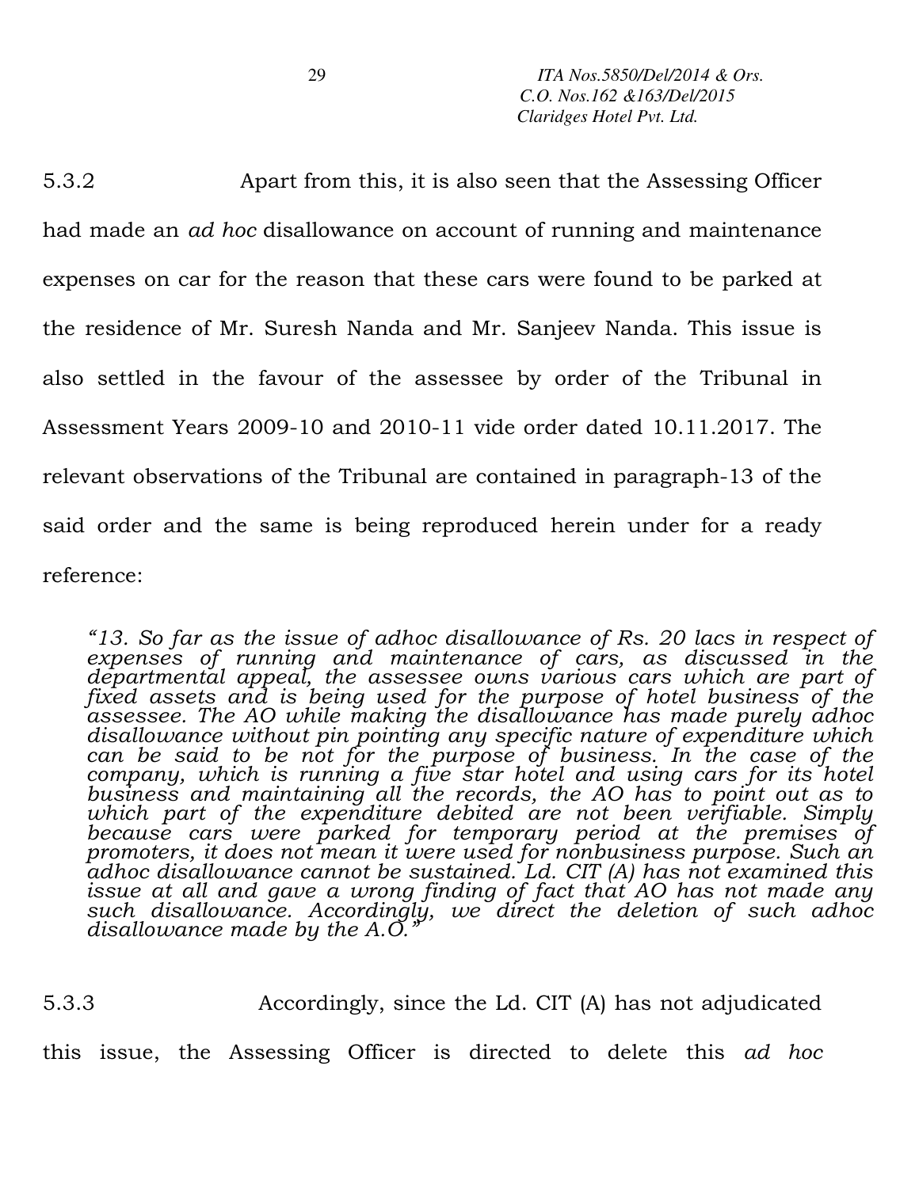5.3.2 Apart from this, it is also seen that the Assessing Officer had made an *ad hoc* disallowance on account of running and maintenance expenses on car for the reason that these cars were found to be parked at the residence of Mr. Suresh Nanda and Mr. Sanjeev Nanda. This issue is also settled in the favour of the assessee by order of the Tribunal in Assessment Years 2009-10 and 2010-11 vide order dated 10.11.2017. The relevant observations of the Tribunal are contained in paragraph-13 of the said order and the same is being reproduced herein under for a ready reference:

> *"13. So far as the issue of adhoc disallowance of Rs. 20 lacs in respect of expenses of running and maintenance of cars, as discussed in the departmental appeal, the assessee owns various cars which are part of fixed assets and is being used for the purpose of hotel business of the assessee. The AO while making the disallowance has made purely adhoc disallowance without pin pointing any specific nature of expenditure which can be said to be not for the purpose of business. In the case of the company, which is running a five star hotel and using cars for its hotel business and maintaining all the records, the AO has to point out as to which part of the expenditure debited are not been verifiable. Simply because cars were parked for temporary period at the premises of promoters, it does not mean it were used for nonbusiness purpose. Such an adhoc disallowance cannot be sustained. Ld. CIT (A) has not examined this issue at all and gave a wrong finding of fact that AO has not made any such disallowance. Accordingly, we direct the deletion of such adhoc disallowance made by the A.O."*

5.3.3 Accordingly, since the Ld. CIT (A) has not adjudicated this issue, the Assessing Officer is directed to delete this *ad hoc*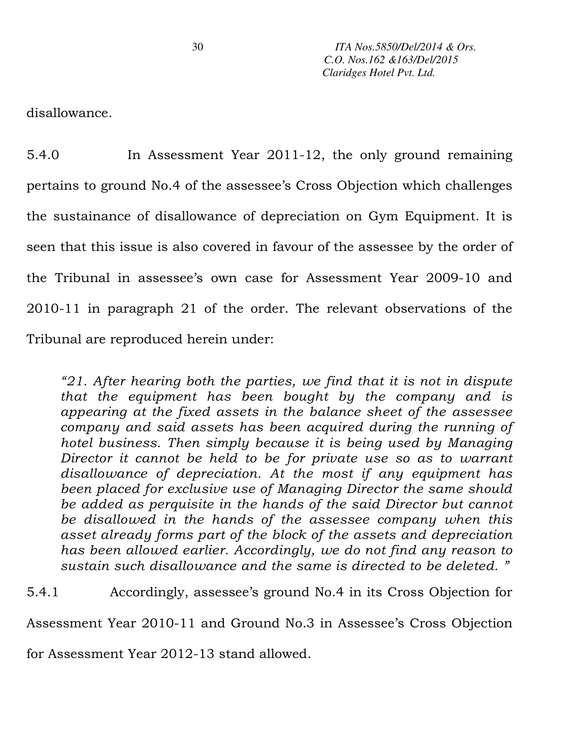disallowance.

5.4.0 In Assessment Year 2011-12, the only ground remaining pertains to ground No.4 of the assessee's Cross Objection which challenges the sustainance of disallowance of depreciation on Gym Equipment. It is seen that this issue is also covered in favour of the assessee by the order of the Tribunal in assessee's own case for Assessment Year 2009-10 and 2010-11 in paragraph 21 of the order. The relevant observations of the Tribunal are reproduced herein under:

> *"21. After hearing both the parties, we find that it is not in dispute that the equipment has been bought by the company and is appearing at the fixed assets in the balance sheet of the assessee company and said assets has been acquired during the running of hotel business. Then simply because it is being used by Managing Director it cannot be held to be for private use so as to warrant disallowance of depreciation. At the most if any equipment has been placed for exclusive use of Managing Director the same should be added as perquisite in the hands of the said Director but cannot be disallowed in the hands of the assessee company when this asset already forms part of the block of the assets and depreciation has been allowed earlier. Accordingly, we do not find any reason to sustain such disallowance and the same is directed to be deleted. "*

5.4.1 Accordingly, assessee's ground No.4 in its Cross Objection for Assessment Year 2010-11 and Ground No.3 in Assessee's Cross Objection for Assessment Year 2012-13 stand allowed.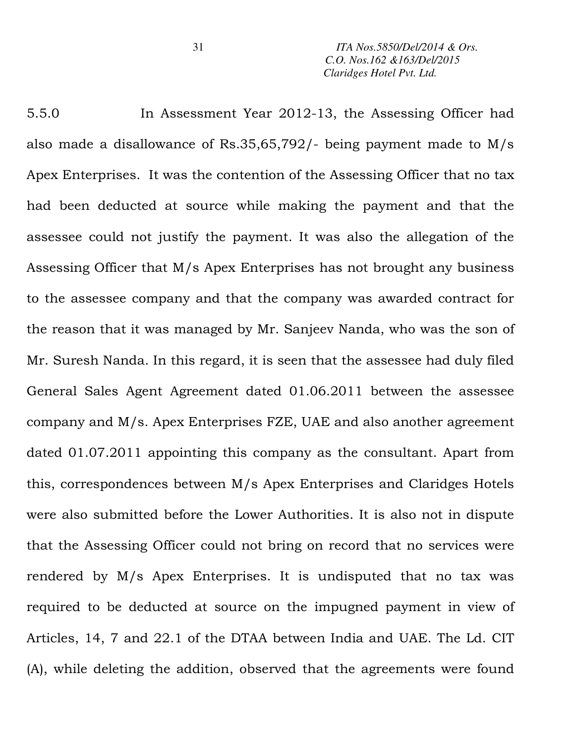5.5.0 In Assessment Year 2012-13, the Assessing Officer had also made a disallowance of Rs.35,65,792/- being payment made to M/s Apex Enterprises. It was the contention of the Assessing Officer that no tax had been deducted at source while making the payment and that the assessee could not justify the payment. It was also the allegation of the Assessing Officer that M/s Apex Enterprises has not brought any business to the assessee company and that the company was awarded contract for the reason that it was managed by Mr. Sanjeev Nanda, who was the son of Mr. Suresh Nanda. In this regard, it is seen that the assessee had duly filed General Sales Agent Agreement dated 01.06.2011 between the assessee company and M/s. Apex Enterprises FZE, UAE and also another agreement dated 01.07.2011 appointing this company as the consultant. Apart from this, correspondences between M/s Apex Enterprises and Claridges Hotels were also submitted before the Lower Authorities. It is also not in dispute that the Assessing Officer could not bring on record that no services were rendered by M/s Apex Enterprises. It is undisputed that no tax was required to be deducted at source on the impugned payment in view of Articles, 14, 7 and 22.1 of the DTAA between India and UAE. The Ld. CIT (A), while deleting the addition, observed that the agreements were found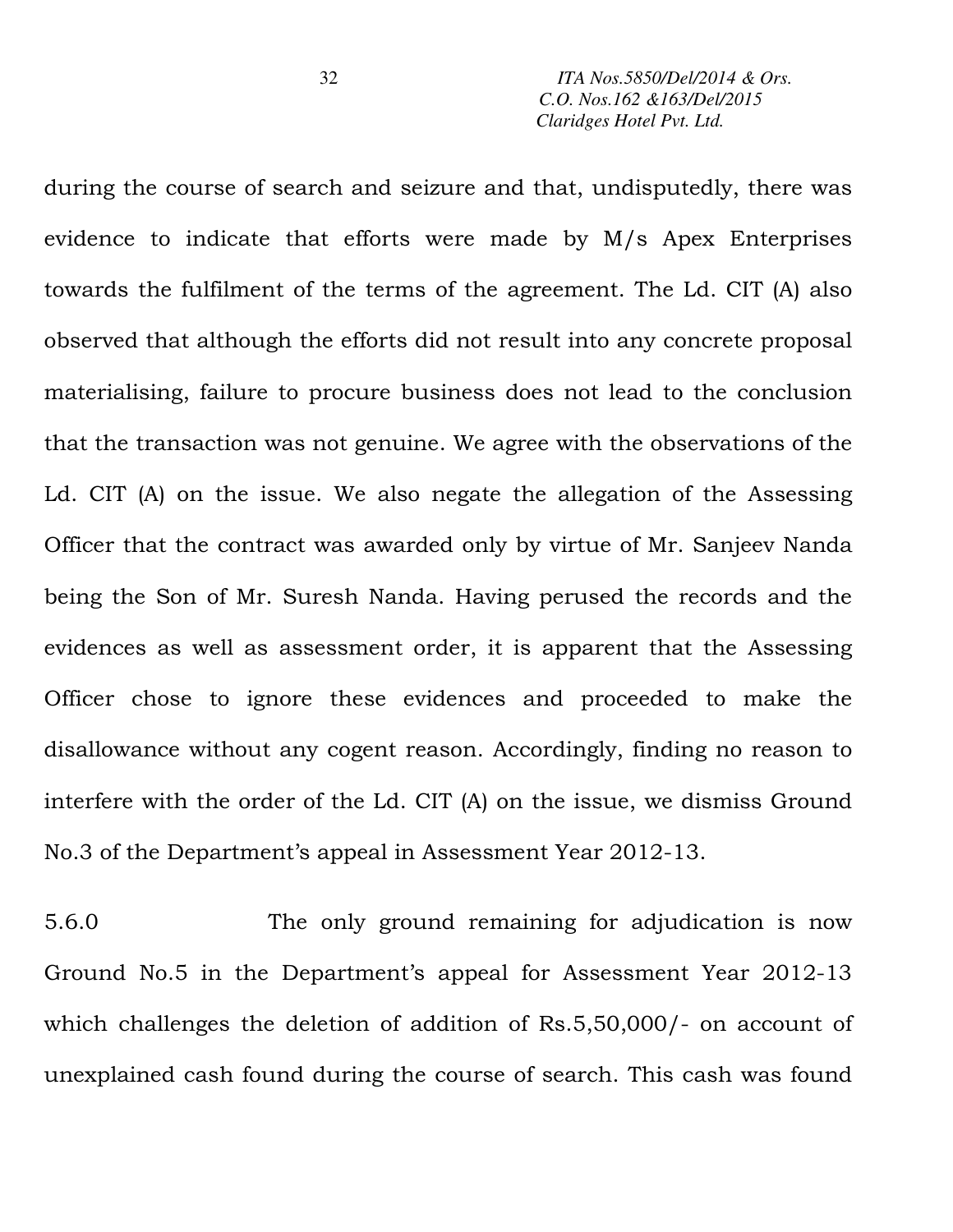during the course of search and seizure and that, undisputedly, there was evidence to indicate that efforts were made by M/s Apex Enterprises towards the fulfilment of the terms of the agreement. The Ld. CIT (A) also observed that although the efforts did not result into any concrete proposal materialising, failure to procure business does not lead to the conclusion that the transaction was not genuine. We agree with the observations of the Ld. CIT (A) on the issue. We also negate the allegation of the Assessing Officer that the contract was awarded only by virtue of Mr. Sanjeev Nanda being the Son of Mr. Suresh Nanda. Having perused the records and the evidences as well as assessment order, it is apparent that the Assessing Officer chose to ignore these evidences and proceeded to make the disallowance without any cogent reason. Accordingly, finding no reason to interfere with the order of the Ld. CIT (A) on the issue, we dismiss Ground No.3 of the Department's appeal in Assessment Year 2012-13.

5.6.0 The only ground remaining for adjudication is now Ground No.5 in the Department's appeal for Assessment Year 2012-13 which challenges the deletion of addition of Rs.5,50,000/- on account of unexplained cash found during the course of search. This cash was found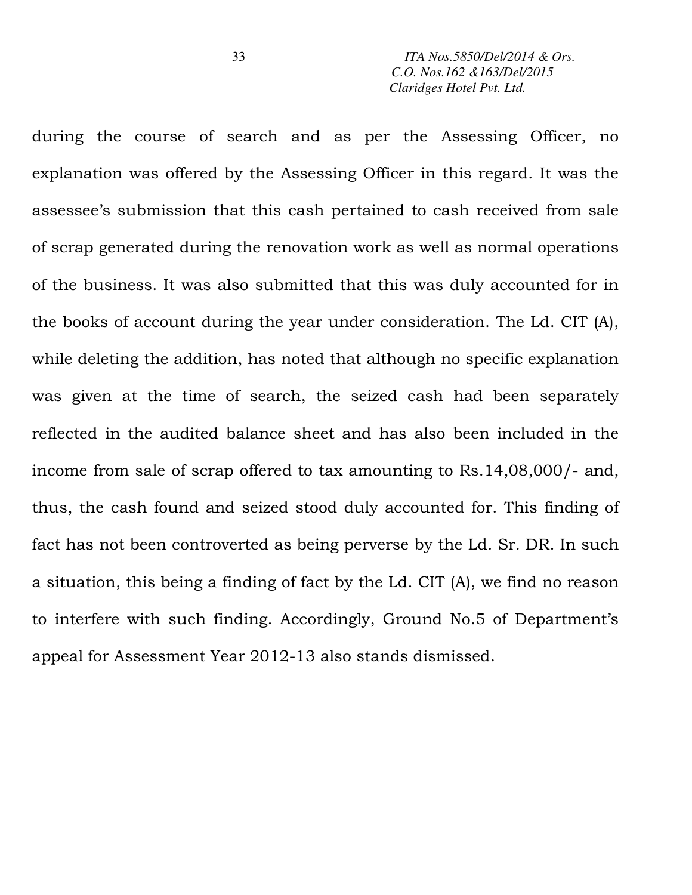during the course of search and as per the Assessing Officer, no explanation was offered by the Assessing Officer in this regard. It was the assessee's submission that this cash pertained to cash received from sale of scrap generated during the renovation work as well as normal operations of the business. It was also submitted that this was duly accounted for in the books of account during the year under consideration. The Ld. CIT (A), while deleting the addition, has noted that although no specific explanation was given at the time of search, the seized cash had been separately reflected in the audited balance sheet and has also been included in the income from sale of scrap offered to tax amounting to Rs.14,08,000/- and, thus, the cash found and seized stood duly accounted for. This finding of fact has not been controverted as being perverse by the Ld. Sr. DR. In such a situation, this being a finding of fact by the Ld. CIT (A), we find no reason to interfere with such finding. Accordingly, Ground No.5 of Department's appeal for Assessment Year 2012-13 also stands dismissed.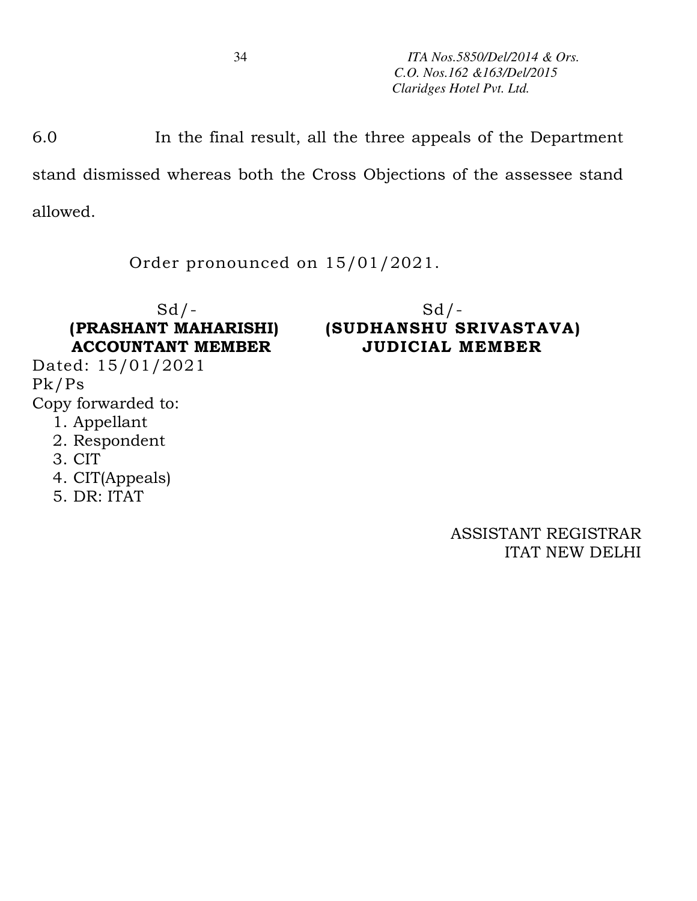6.0 In the final result, all the three appeals of the Department stand dismissed whereas both the Cross Objections of the assessee stand allowed.

Order pronounced on 15/01/2021.

| | |
|---|---|
| Sd/- | Sd/- |
| **(PRASHANT MAHARISHI)** | **(SUDHANSHU SRIVASTAVA)** |
| **ACCOUNTANT MEMBER** | **JUDICIAL MEMBER** |

Dated: 15/01/2021

Pk/Ps

Copy forwarded to:

1. Appellant
2. Respondent
3. CIT
4. CIT(Appeals)
5. DR: ITAT

ASSISTANT REGISTRAR
ITAT NEW DELHI